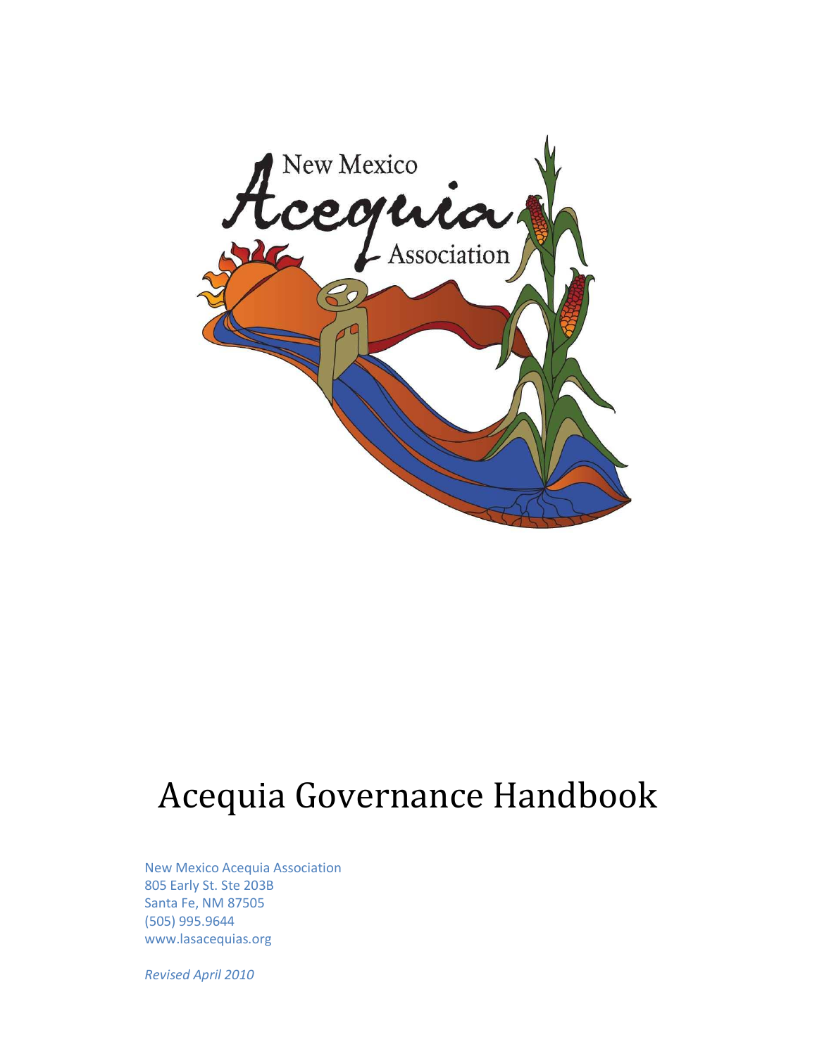New Mexico Acequia Association

# Acequia Governance Handbook

New Mexico Acequia Association
805 Early St. Ste 203B
Santa Fe, NM 87505
(505) 995.9644
www.lasacequias.org

*Revised April 2010*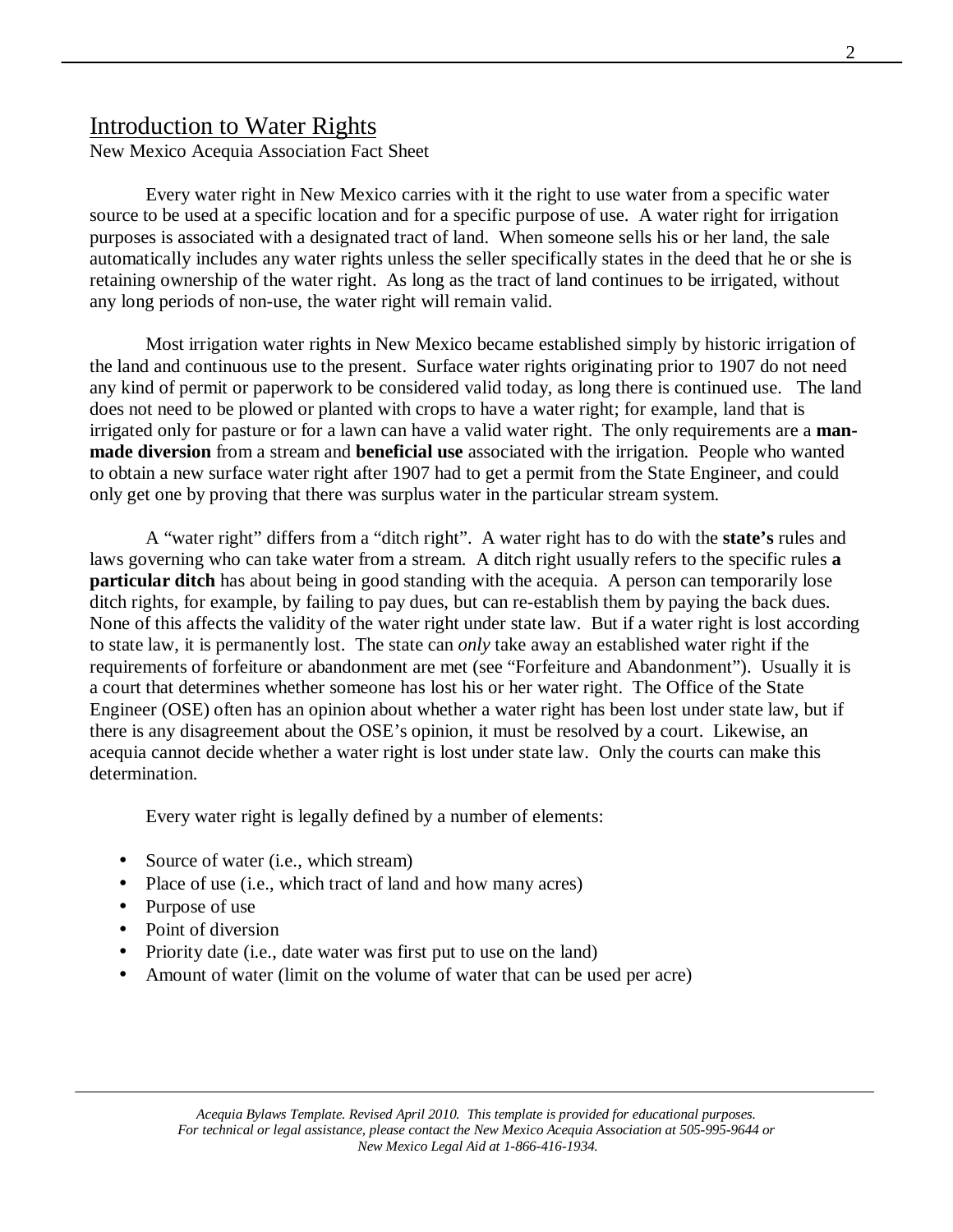## Introduction to Water Rights

New Mexico Acequia Association Fact Sheet

Every water right in New Mexico carries with it the right to use water from a specific water source to be used at a specific location and for a specific purpose of use. A water right for irrigation purposes is associated with a designated tract of land. When someone sells his or her land, the sale automatically includes any water rights unless the seller specifically states in the deed that he or she is retaining ownership of the water right. As long as the tract of land continues to be irrigated, without any long periods of non-use, the water right will remain valid.

Most irrigation water rights in New Mexico became established simply by historic irrigation of the land and continuous use to the present. Surface water rights originating prior to 1907 do not need any kind of permit or paperwork to be considered valid today, as long there is continued use. The land does not need to be plowed or planted with crops to have a water right; for example, land that is irrigated only for pasture or for a lawn can have a valid water right. The only requirements are a **man-made diversion** from a stream and **beneficial use** associated with the irrigation. People who wanted to obtain a new surface water right after 1907 had to get a permit from the State Engineer, and could only get one by proving that there was surplus water in the particular stream system.

A "water right" differs from a "ditch right". A water right has to do with the **state's** rules and laws governing who can take water from a stream. A ditch right usually refers to the specific rules **a particular ditch** has about being in good standing with the acequia. A person can temporarily lose ditch rights, for example, by failing to pay dues, but can re-establish them by paying the back dues. None of this affects the validity of the water right under state law. But if a water right is lost according to state law, it is permanently lost. The state can *only* take away an established water right if the requirements of forfeiture or abandonment are met (see "Forfeiture and Abandonment"). Usually it is a court that determines whether someone has lost his or her water right. The Office of the State Engineer (OSE) often has an opinion about whether a water right has been lost under state law, but if there is any disagreement about the OSE's opinion, it must be resolved by a court. Likewise, an acequia cannot decide whether a water right is lost under state law. Only the courts can make this determination.

Every water right is legally defined by a number of elements:

- Source of water (i.e., which stream)
- Place of use (i.e., which tract of land and how many acres)
- Purpose of use
- Point of diversion
- Priority date (i.e., date water was first put to use on the land)
- Amount of water (limit on the volume of water that can be used per acre)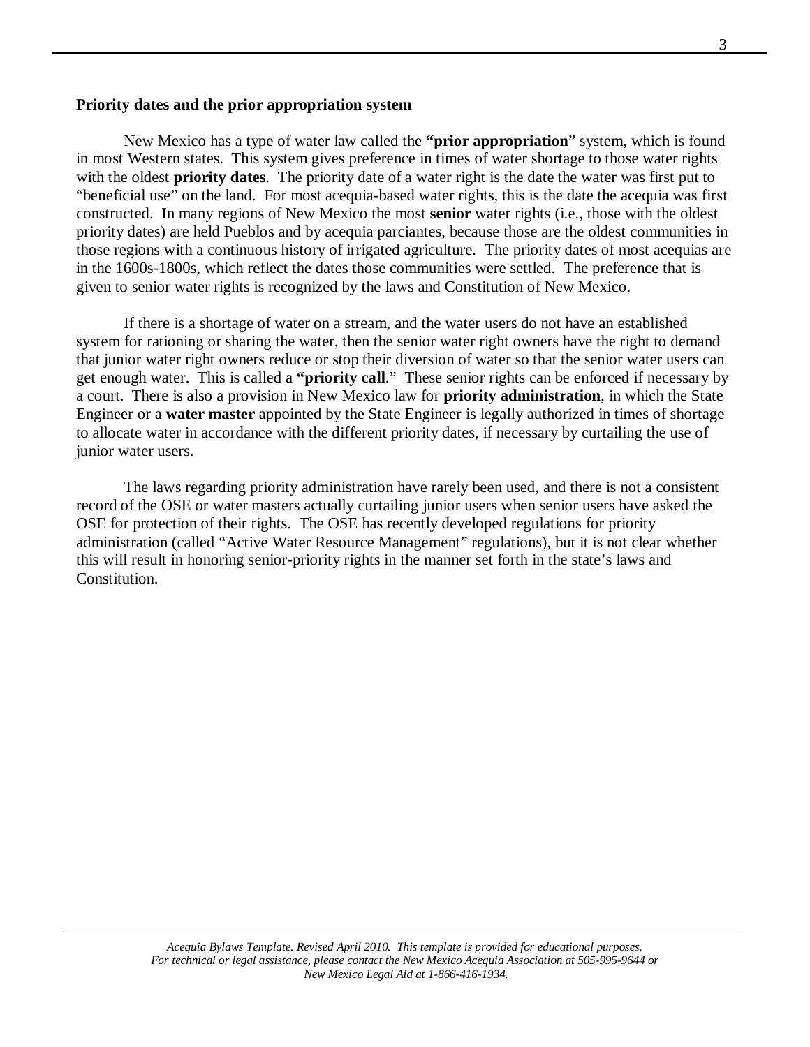**Priority dates and the prior appropriation system**

New Mexico has a type of water law called the **"prior appropriation**" system, which is found in most Western states. This system gives preference in times of water shortage to those water rights with the oldest **priority dates**. The priority date of a water right is the date the water was first put to "beneficial use" on the land. For most acequia-based water rights, this is the date the acequia was first constructed. In many regions of New Mexico the most **senior** water rights (i.e., those with the oldest priority dates) are held Pueblos and by acequia parciantes, because those are the oldest communities in those regions with a continuous history of irrigated agriculture. The priority dates of most acequias are in the 1600s-1800s, which reflect the dates those communities were settled. The preference that is given to senior water rights is recognized by the laws and Constitution of New Mexico.

If there is a shortage of water on a stream, and the water users do not have an established system for rationing or sharing the water, then the senior water right owners have the right to demand that junior water right owners reduce or stop their diversion of water so that the senior water users can get enough water. This is called a **"priority call**." These senior rights can be enforced if necessary by a court. There is also a provision in New Mexico law for **priority administration**, in which the State Engineer or a **water master** appointed by the State Engineer is legally authorized in times of shortage to allocate water in accordance with the different priority dates, if necessary by curtailing the use of junior water users.

The laws regarding priority administration have rarely been used, and there is not a consistent record of the OSE or water masters actually curtailing junior users when senior users have asked the OSE for protection of their rights. The OSE has recently developed regulations for priority administration (called "Active Water Resource Management" regulations), but it is not clear whether this will result in honoring senior-priority rights in the manner set forth in the state's laws and Constitution.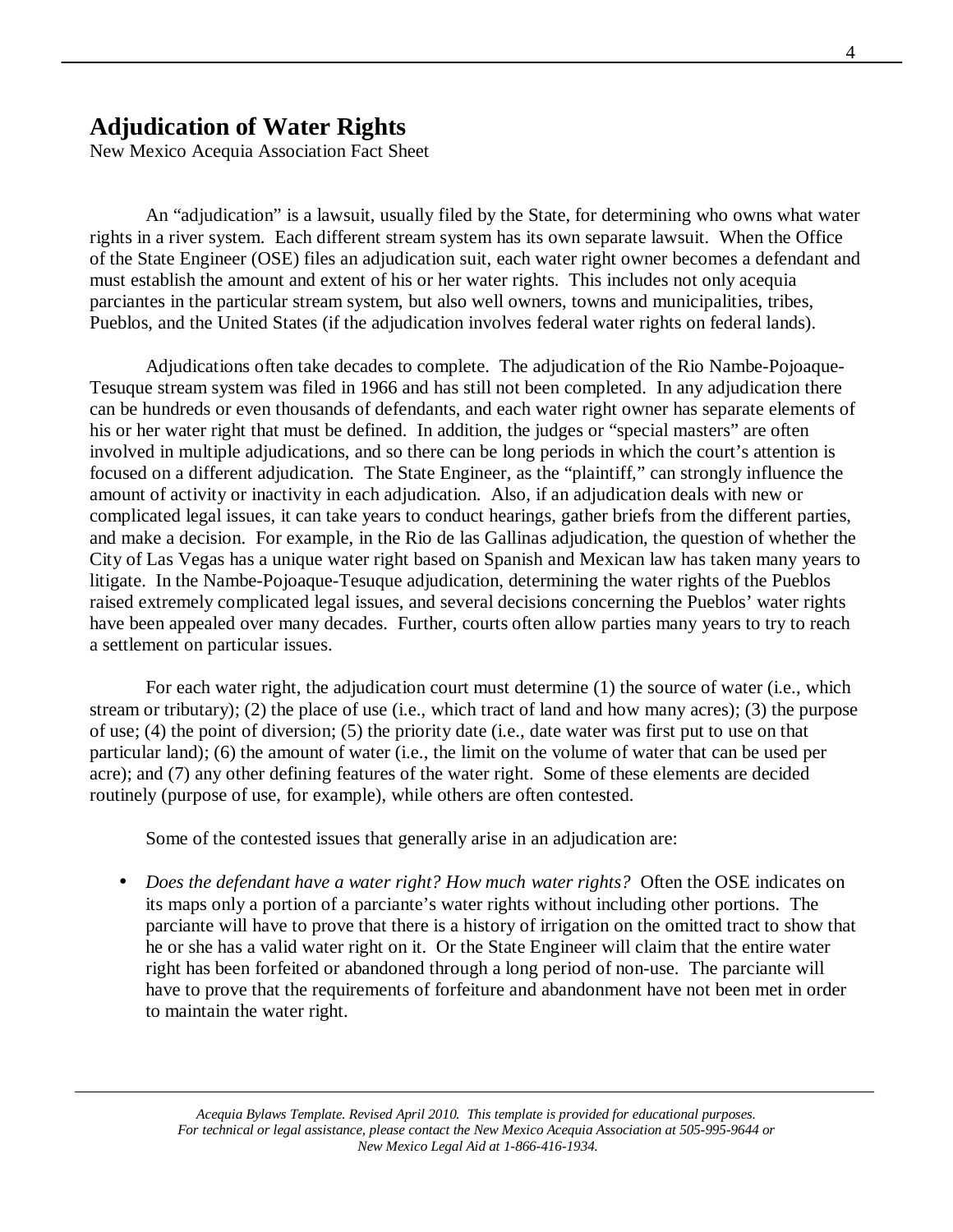# Adjudication of Water Rights

New Mexico Acequia Association Fact Sheet

An "adjudication" is a lawsuit, usually filed by the State, for determining who owns what water rights in a river system. Each different stream system has its own separate lawsuit. When the Office of the State Engineer (OSE) files an adjudication suit, each water right owner becomes a defendant and must establish the amount and extent of his or her water rights. This includes not only acequia parciantes in the particular stream system, but also well owners, towns and municipalities, tribes, Pueblos, and the United States (if the adjudication involves federal water rights on federal lands).

Adjudications often take decades to complete. The adjudication of the Rio Nambe-Pojoaque-Tesuque stream system was filed in 1966 and has still not been completed. In any adjudication there can be hundreds or even thousands of defendants, and each water right owner has separate elements of his or her water right that must be defined. In addition, the judges or "special masters" are often involved in multiple adjudications, and so there can be long periods in which the court's attention is focused on a different adjudication. The State Engineer, as the "plaintiff," can strongly influence the amount of activity or inactivity in each adjudication. Also, if an adjudication deals with new or complicated legal issues, it can take years to conduct hearings, gather briefs from the different parties, and make a decision. For example, in the Rio de las Gallinas adjudication, the question of whether the City of Las Vegas has a unique water right based on Spanish and Mexican law has taken many years to litigate. In the Nambe-Pojoaque-Tesuque adjudication, determining the water rights of the Pueblos raised extremely complicated legal issues, and several decisions concerning the Pueblos' water rights have been appealed over many decades. Further, courts often allow parties many years to try to reach a settlement on particular issues.

For each water right, the adjudication court must determine (1) the source of water (i.e., which stream or tributary); (2) the place of use (i.e., which tract of land and how many acres); (3) the purpose of use; (4) the point of diversion; (5) the priority date (i.e., date water was first put to use on that particular land); (6) the amount of water (i.e., the limit on the volume of water that can be used per acre); and (7) any other defining features of the water right. Some of these elements are decided routinely (purpose of use, for example), while others are often contested.

Some of the contested issues that generally arise in an adjudication are:

- *Does the defendant have a water right? How much water rights?* Often the OSE indicates on its maps only a portion of a parciante's water rights without including other portions. The parciante will have to prove that there is a history of irrigation on the omitted tract to show that he or she has a valid water right on it. Or the State Engineer will claim that the entire water right has been forfeited or abandoned through a long period of non-use. The parciante will have to prove that the requirements of forfeiture and abandonment have not been met in order to maintain the water right.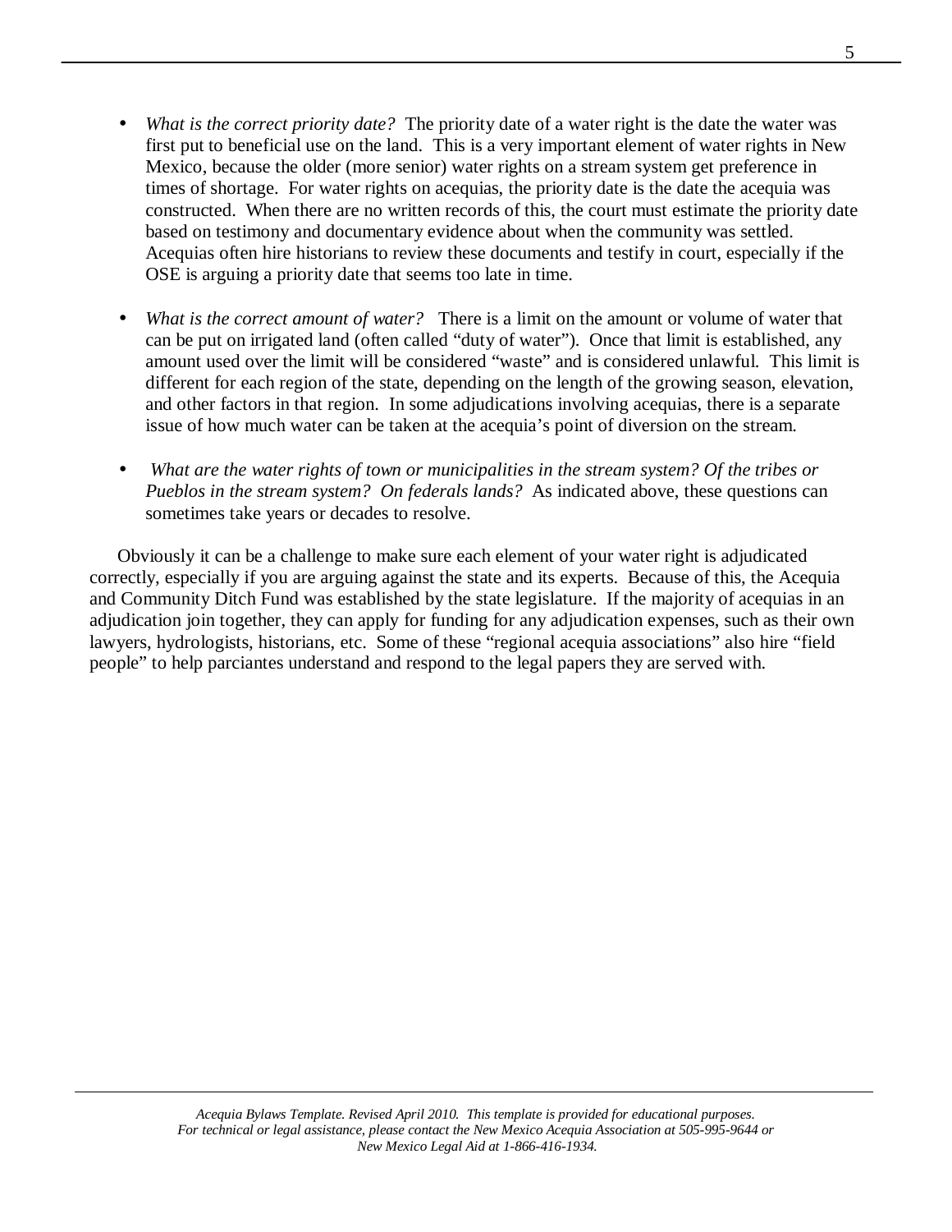- *What is the correct priority date?* The priority date of a water right is the date the water was first put to beneficial use on the land. This is a very important element of water rights in New Mexico, because the older (more senior) water rights on a stream system get preference in times of shortage. For water rights on acequias, the priority date is the date the acequia was constructed. When there are no written records of this, the court must estimate the priority date based on testimony and documentary evidence about when the community was settled. Acequias often hire historians to review these documents and testify in court, especially if the OSE is arguing a priority date that seems too late in time.

- *What is the correct amount of water?* There is a limit on the amount or volume of water that can be put on irrigated land (often called "duty of water"). Once that limit is established, any amount used over the limit will be considered "waste" and is considered unlawful. This limit is different for each region of the state, depending on the length of the growing season, elevation, and other factors in that region. In some adjudications involving acequias, there is a separate issue of how much water can be taken at the acequia's point of diversion on the stream.

- *What are the water rights of town or municipalities in the stream system? Of the tribes or Pueblos in the stream system? On federals lands?* As indicated above, these questions can sometimes take years or decades to resolve.

Obviously it can be a challenge to make sure each element of your water right is adjudicated correctly, especially if you are arguing against the state and its experts. Because of this, the Acequia and Community Ditch Fund was established by the state legislature. If the majority of acequias in an adjudication join together, they can apply for funding for any adjudication expenses, such as their own lawyers, hydrologists, historians, etc. Some of these "regional acequia associations" also hire "field people" to help parciantes understand and respond to the legal papers they are served with.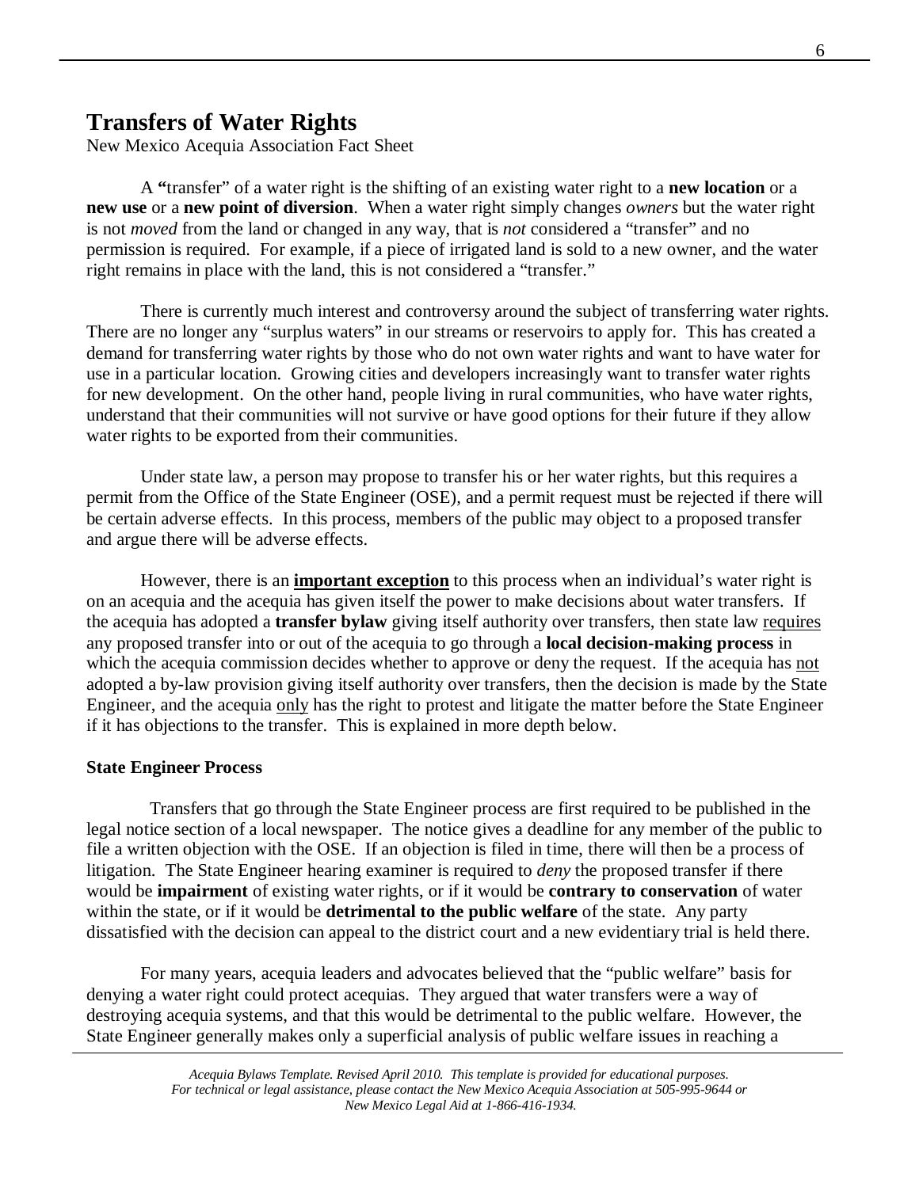## Transfers of Water Rights

New Mexico Acequia Association Fact Sheet

A **"**transfer" of a water right is the shifting of an existing water right to a **new location** or a **new use** or a **new point of diversion**. When a water right simply changes *owners* but the water right is not *moved* from the land or changed in any way, that is *not* considered a "transfer" and no permission is required. For example, if a piece of irrigated land is sold to a new owner, and the water right remains in place with the land, this is not considered a "transfer."

There is currently much interest and controversy around the subject of transferring water rights. There are no longer any "surplus waters" in our streams or reservoirs to apply for. This has created a demand for transferring water rights by those who do not own water rights and want to have water for use in a particular location. Growing cities and developers increasingly want to transfer water rights for new development. On the other hand, people living in rural communities, who have water rights, understand that their communities will not survive or have good options for their future if they allow water rights to be exported from their communities.

Under state law, a person may propose to transfer his or her water rights, but this requires a permit from the Office of the State Engineer (OSE), and a permit request must be rejected if there will be certain adverse effects. In this process, members of the public may object to a proposed transfer and argue there will be adverse effects.

However, there is an **important exception** to this process when an individual's water right is on an acequia and the acequia has given itself the power to make decisions about water transfers. If the acequia has adopted a **transfer bylaw** giving itself authority over transfers, then state law requires any proposed transfer into or out of the acequia to go through a **local decision-making process** in which the acequia commission decides whether to approve or deny the request. If the acequia has not adopted a by-law provision giving itself authority over transfers, then the decision is made by the State Engineer, and the acequia only has the right to protest and litigate the matter before the State Engineer if it has objections to the transfer. This is explained in more depth below.

**State Engineer Process**

Transfers that go through the State Engineer process are first required to be published in the legal notice section of a local newspaper. The notice gives a deadline for any member of the public to file a written objection with the OSE. If an objection is filed in time, there will then be a process of litigation. The State Engineer hearing examiner is required to *deny* the proposed transfer if there would be **impairment** of existing water rights, or if it would be **contrary to conservation** of water within the state, or if it would be **detrimental to the public welfare** of the state. Any party dissatisfied with the decision can appeal to the district court and a new evidentiary trial is held there.

For many years, acequia leaders and advocates believed that the "public welfare" basis for denying a water right could protect acequias. They argued that water transfers were a way of destroying acequia systems, and that this would be detrimental to the public welfare. However, the State Engineer generally makes only a superficial analysis of public welfare issues in reaching a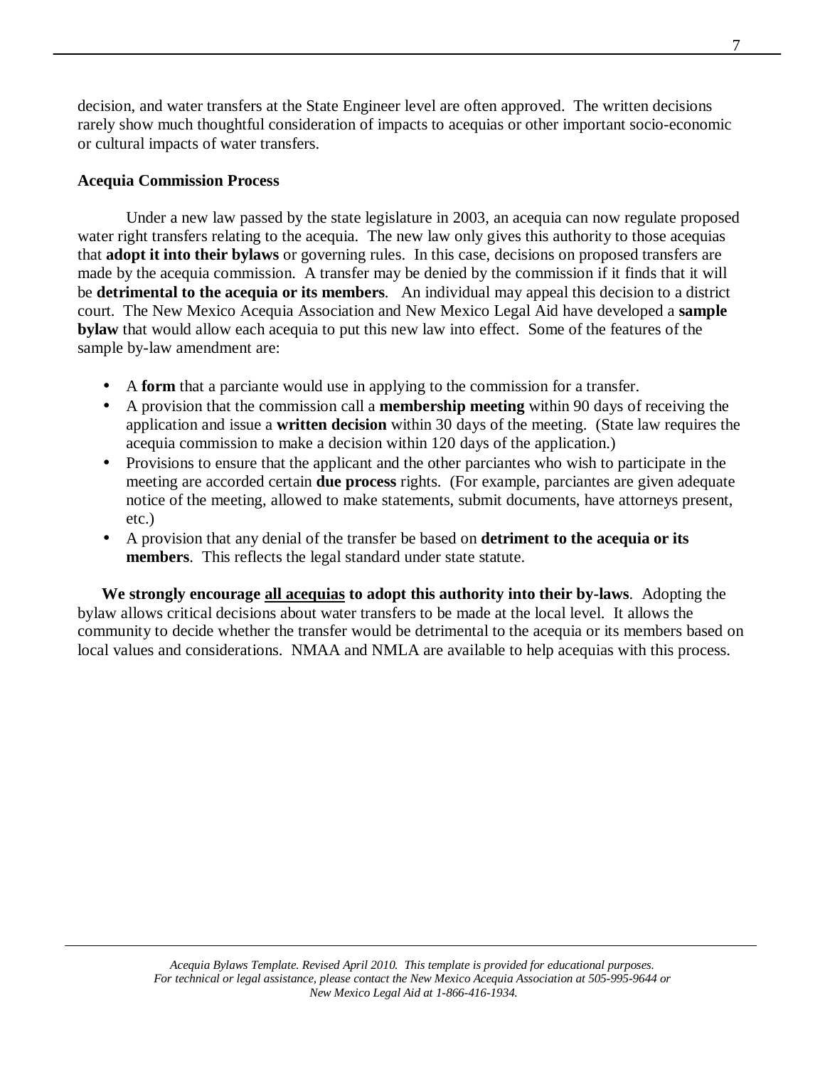decision, and water transfers at the State Engineer level are often approved. The written decisions rarely show much thoughtful consideration of impacts to acequias or other important socio-economic or cultural impacts of water transfers.

**Acequia Commission Process**

Under a new law passed by the state legislature in 2003, an acequia can now regulate proposed water right transfers relating to the acequia. The new law only gives this authority to those acequias that **adopt it into their bylaws** or governing rules. In this case, decisions on proposed transfers are made by the acequia commission. A transfer may be denied by the commission if it finds that it will be **detrimental to the acequia or its members**. An individual may appeal this decision to a district court. The New Mexico Acequia Association and New Mexico Legal Aid have developed a **sample bylaw** that would allow each acequia to put this new law into effect. Some of the features of the sample by-law amendment are:

- A **form** that a parciante would use in applying to the commission for a transfer.
- A provision that the commission call a **membership meeting** within 90 days of receiving the application and issue a **written decision** within 30 days of the meeting. (State law requires the acequia commission to make a decision within 120 days of the application.)
- Provisions to ensure that the applicant and the other parciantes who wish to participate in the meeting are accorded certain **due process** rights. (For example, parciantes are given adequate notice of the meeting, allowed to make statements, submit documents, have attorneys present, etc.)
- A provision that any denial of the transfer be based on **detriment to the acequia or its members**. This reflects the legal standard under state statute.

**We strongly encourage <u>all acequias</u> to adopt this authority into their by-laws**. Adopting the bylaw allows critical decisions about water transfers to be made at the local level. It allows the community to decide whether the transfer would be detrimental to the acequia or its members based on local values and considerations. NMAA and NMLA are available to help acequias with this process.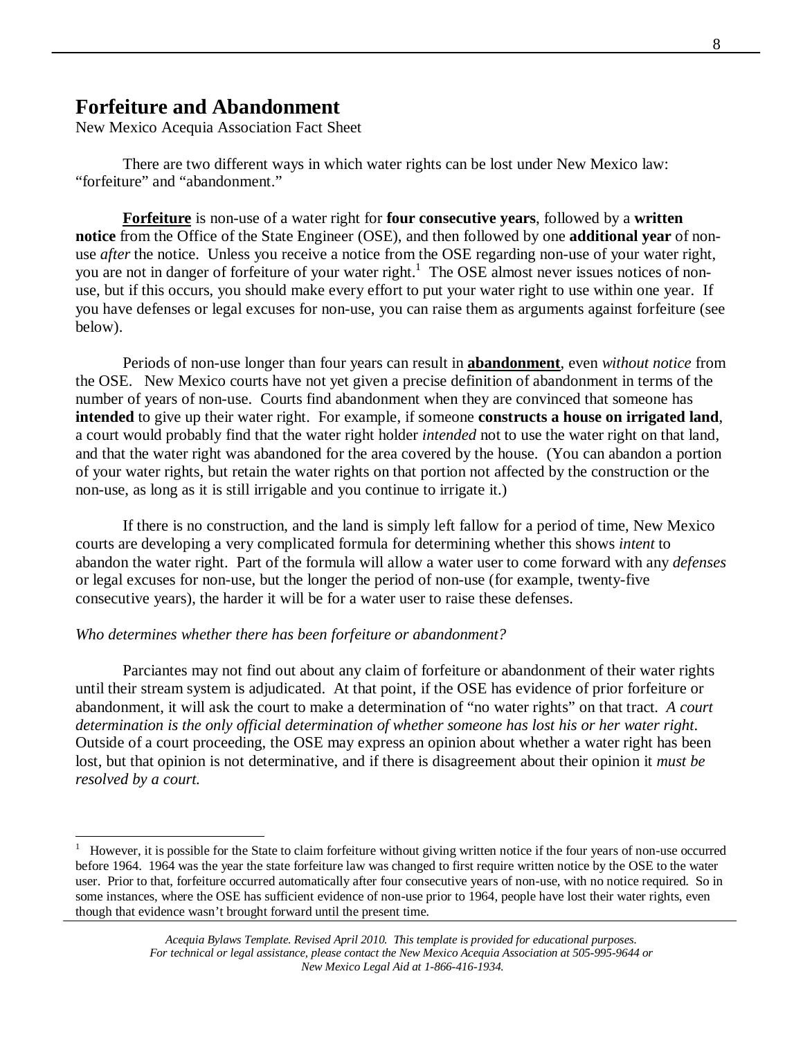# Forfeiture and Abandonment

New Mexico Acequia Association Fact Sheet

There are two different ways in which water rights can be lost under New Mexico law: "forfeiture" and "abandonment."

**Forfeiture** is non-use of a water right for **four consecutive years**, followed by a **written notice** from the Office of the State Engineer (OSE), and then followed by one **additional year** of non-use *after* the notice. Unless you receive a notice from the OSE regarding non-use of your water right, you are not in danger of forfeiture of your water right.[1] The OSE almost never issues notices of non-use, but if this occurs, you should make every effort to put your water right to use within one year. If you have defenses or legal excuses for non-use, you can raise them as arguments against forfeiture (see below).

Periods of non-use longer than four years can result in **abandonment**, even *without notice* from the OSE. New Mexico courts have not yet given a precise definition of abandonment in terms of the number of years of non-use. Courts find abandonment when they are convinced that someone has **intended** to give up their water right. For example, if someone **constructs a house on irrigated land**, a court would probably find that the water right holder *intended* not to use the water right on that land, and that the water right was abandoned for the area covered by the house. (You can abandon a portion of your water rights, but retain the water rights on that portion not affected by the construction or the non-use, as long as it is still irrigable and you continue to irrigate it.)

If there is no construction, and the land is simply left fallow for a period of time, New Mexico courts are developing a very complicated formula for determining whether this shows *intent* to abandon the water right. Part of the formula will allow a water user to come forward with any *defenses* or legal excuses for non-use, but the longer the period of non-use (for example, twenty-five consecutive years), the harder it will be for a water user to raise these defenses.

*Who determines whether there has been forfeiture or abandonment?*

Parciantes may not find out about any claim of forfeiture or abandonment of their water rights until their stream system is adjudicated. At that point, if the OSE has evidence of prior forfeiture or abandonment, it will ask the court to make a determination of "no water rights" on that tract. *A court determination is the only official determination of whether someone has lost his or her water right.* Outside of a court proceeding, the OSE may express an opinion about whether a water right has been lost, but that opinion is not determinative, and if there is disagreement about their opinion it *must be resolved by a court.*

[1] However, it is possible for the State to claim forfeiture without giving written notice if the four years of non-use occurred before 1964. 1964 was the year the state forfeiture law was changed to first require written notice by the OSE to the water user. Prior to that, forfeiture occurred automatically after four consecutive years of non-use, with no notice required. So in some instances, where the OSE has sufficient evidence of non-use prior to 1964, people have lost their water rights, even though that evidence wasn't brought forward until the present time.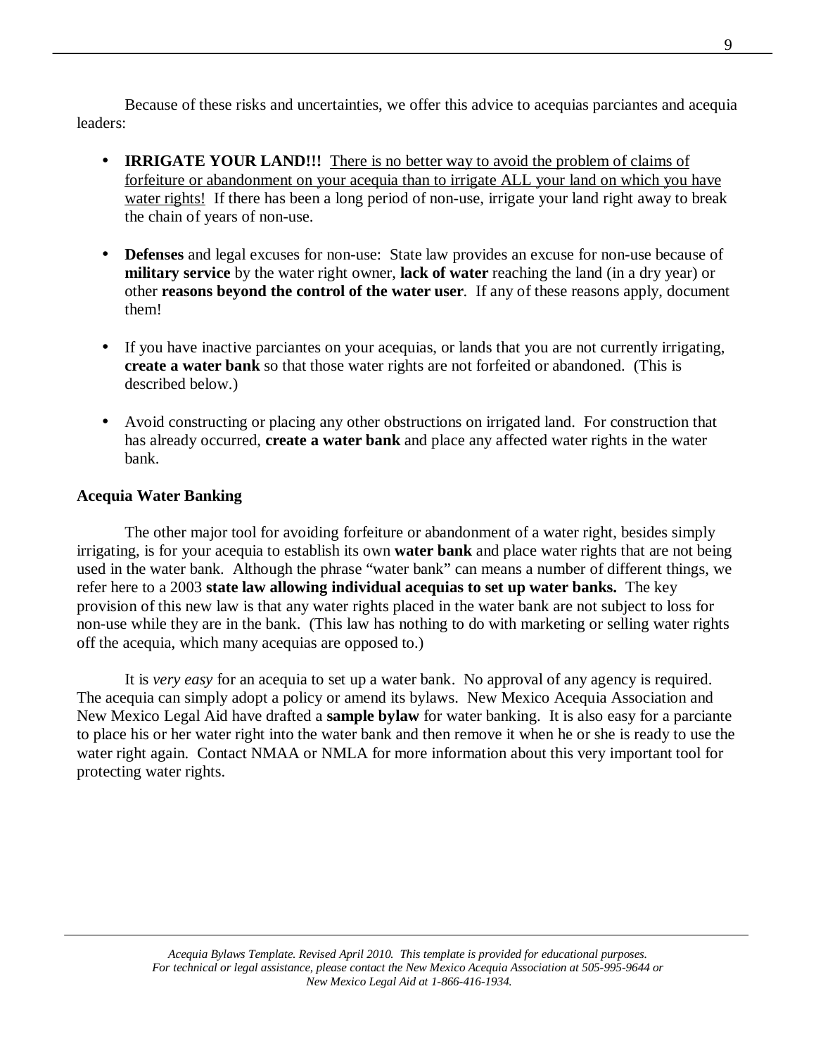Because of these risks and uncertainties, we offer this advice to acequias parciantes and acequia leaders:

- **IRRIGATE YOUR LAND!!!** <u>There is no better way to avoid the problem of claims of forfeiture or abandonment on your acequia than to irrigate ALL your land on which you have water rights!</u> If there has been a long period of non-use, irrigate your land right away to break the chain of years of non-use.
- **Defenses** and legal excuses for non-use: State law provides an excuse for non-use because of **military service** by the water right owner, **lack of water** reaching the land (in a dry year) or other **reasons beyond the control of the water user**. If any of these reasons apply, document them!
- If you have inactive parciantes on your acequias, or lands that you are not currently irrigating, **create a water bank** so that those water rights are not forfeited or abandoned. (This is described below.)
- Avoid constructing or placing any other obstructions on irrigated land. For construction that has already occurred, **create a water bank** and place any affected water rights in the water bank.

**Acequia Water Banking**

The other major tool for avoiding forfeiture or abandonment of a water right, besides simply irrigating, is for your acequia to establish its own **water bank** and place water rights that are not being used in the water bank. Although the phrase "water bank" can means a number of different things, we refer here to a 2003 **state law allowing individual acequias to set up water banks.** The key provision of this new law is that any water rights placed in the water bank are not subject to loss for non-use while they are in the bank. (This law has nothing to do with marketing or selling water rights off the acequia, which many acequias are opposed to.)

It is *very easy* for an acequia to set up a water bank. No approval of any agency is required. The acequia can simply adopt a policy or amend its bylaws. New Mexico Acequia Association and New Mexico Legal Aid have drafted a **sample bylaw** for water banking. It is also easy for a parciante to place his or her water right into the water bank and then remove it when he or she is ready to use the water right again. Contact NMAA or NMLA for more information about this very important tool for protecting water rights.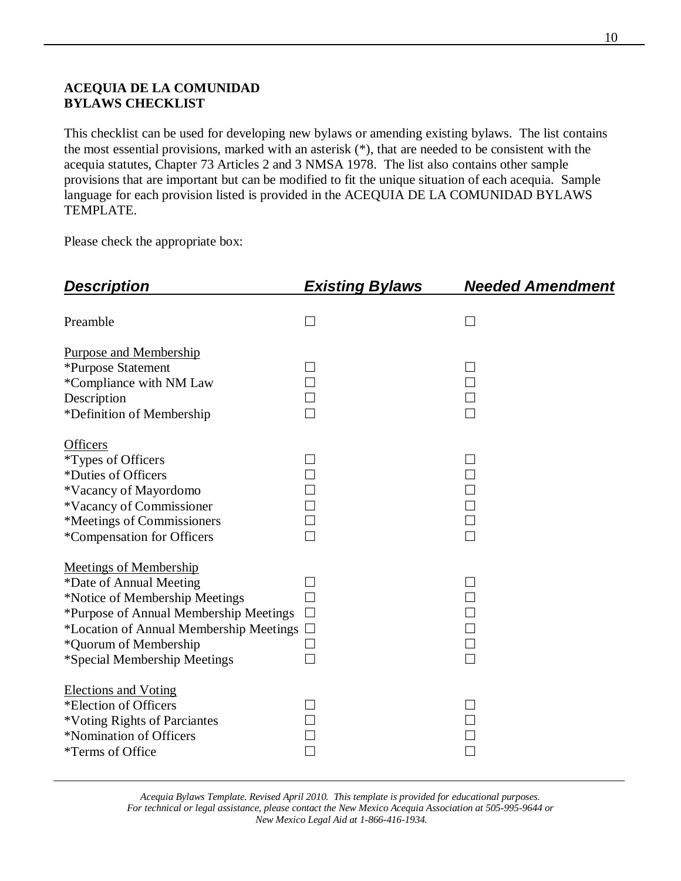**ACEQUIA DE LA COMUNIDAD**
**BYLAWS CHECKLIST**

This checklist can be used for developing new bylaws or amending existing bylaws. The list contains the most essential provisions, marked with an asterisk (*), that are needed to be consistent with the acequia statutes, Chapter 73 Articles 2 and 3 NMSA 1978. The list also contains other sample provisions that are important but can be modified to fit the unique situation of each acequia. Sample language for each provision listed is provided in the ACEQUIA DE LA COMUNIDAD BYLAWS TEMPLATE.

Please check the appropriate box:

| ***Description*** | ***Existing Bylaws*** | ***Needed Amendment*** |
|---|---|---|
| Preamble | ☐ | ☐ |
| <u>Purpose and Membership</u> | | |
| *Purpose Statement | ☐ | ☐ |
| *Compliance with NM Law | ☐ | ☐ |
| Description | ☐ | ☐ |
| *Definition of Membership | ☐ | ☐ |
| <u>Officers</u> | | |
| *Types of Officers | ☐ | ☐ |
| *Duties of Officers | ☐ | ☐ |
| *Vacancy of Mayordomo | ☐ | ☐ |
| *Vacancy of Commissioner | ☐ | ☐ |
| *Meetings of Commissioners | ☐ | ☐ |
| *Compensation for Officers | ☐ | ☐ |
| <u>Meetings of Membership</u> | | |
| *Date of Annual Meeting | ☐ | ☐ |
| *Notice of Membership Meetings | ☐ | ☐ |
| *Purpose of Annual Membership Meetings | ☐ | ☐ |
| *Location of Annual Membership Meetings | ☐ | ☐ |
| *Quorum of Membership | ☐ | ☐ |
| *Special Membership Meetings | ☐ | ☐ |
| <u>Elections and Voting</u> | | |
| *Election of Officers | ☐ | ☐ |
| *Voting Rights of Parciantes | ☐ | ☐ |
| *Nomination of Officers | ☐ | ☐ |
| *Terms of Office | ☐ | ☐ |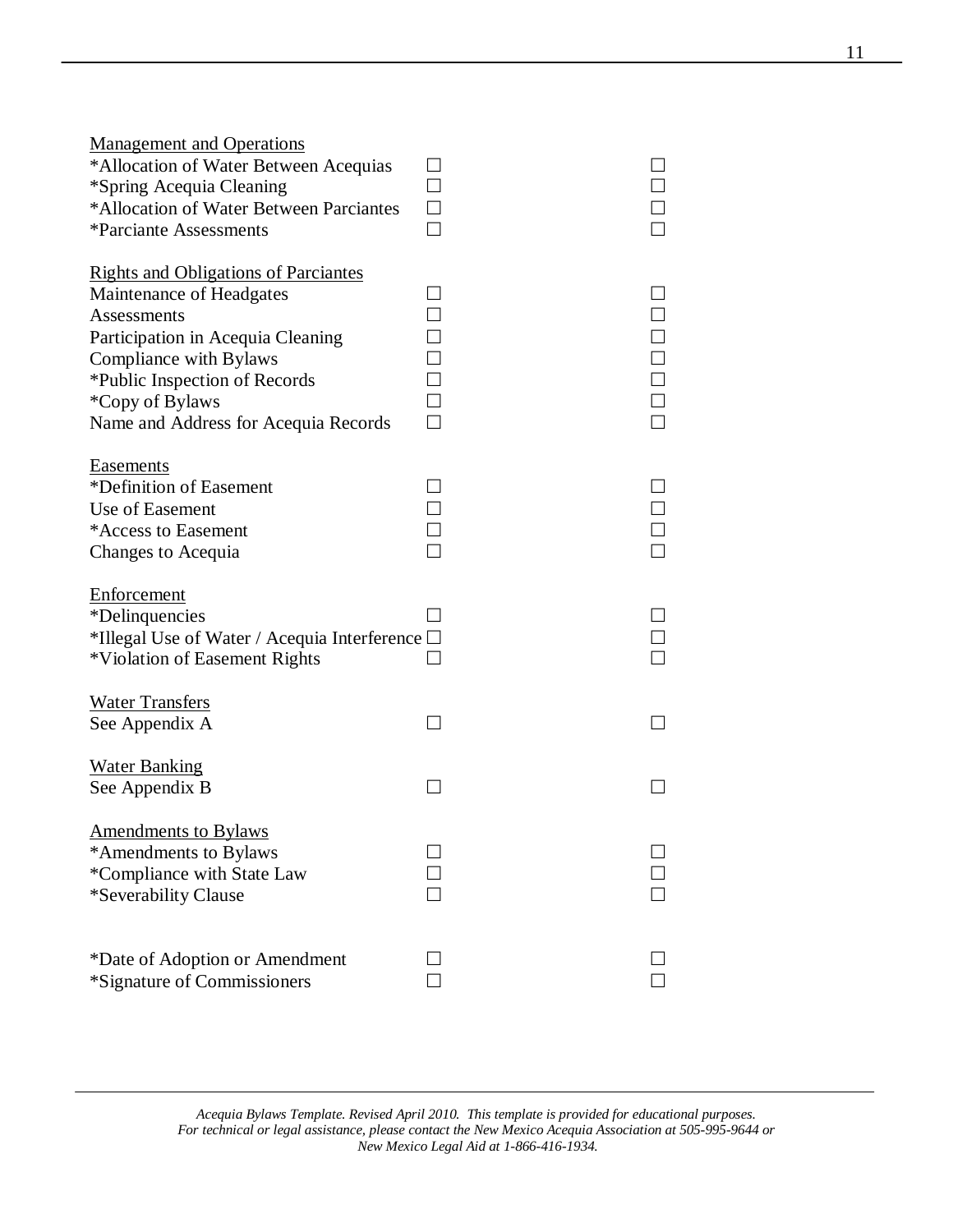| | | |
|---|---|---|
| <u>Management and Operations</u> | | |
| *Allocation of Water Between Acequias | ☐ | ☐ |
| *Spring Acequia Cleaning | ☐ | ☐ |
| *Allocation of Water Between Parciantes | ☐ | ☐ |
| *Parciante Assessments | ☐ | ☐ |
| | | |
| <u>Rights and Obligations of Parciantes</u> | | |
| Maintenance of Headgates | ☐ | ☐ |
| Assessments | ☐ | ☐ |
| Participation in Acequia Cleaning | ☐ | ☐ |
| Compliance with Bylaws | ☐ | ☐ |
| *Public Inspection of Records | ☐ | ☐ |
| *Copy of Bylaws | ☐ | ☐ |
| Name and Address for Acequia Records | ☐ | ☐ |
| | | |
| <u>Easements</u> | | |
| *Definition of Easement | ☐ | ☐ |
| Use of Easement | ☐ | ☐ |
| *Access to Easement | ☐ | ☐ |
| Changes to Acequia | ☐ | ☐ |
| | | |
| <u>Enforcement</u> | | |
| *Delinquencies | ☐ | ☐ |
| *Illegal Use of Water / Acequia Interference | ☐ | ☐ |
| *Violation of Easement Rights | ☐ | ☐ |
| | | |
| <u>Water Transfers</u> | | |
| See Appendix A | ☐ | ☐ |
| | | |
| <u>Water Banking</u> | | |
| See Appendix B | ☐ | ☐ |
| | | |
| <u>Amendments to Bylaws</u> | | |
| *Amendments to Bylaws | ☐ | ☐ |
| *Compliance with State Law | ☐ | ☐ |
| *Severability Clause | ☐ | ☐ |
| | | |
| *Date of Adoption or Amendment | ☐ | ☐ |
| *Signature of Commissioners | ☐ | ☐ |

*Acequia Bylaws Template. Revised April 2010. This template is provided for educational purposes. For technical or legal assistance, please contact the New Mexico Acequia Association at 505-995-9644 or New Mexico Legal Aid at 1-866-416-1934.*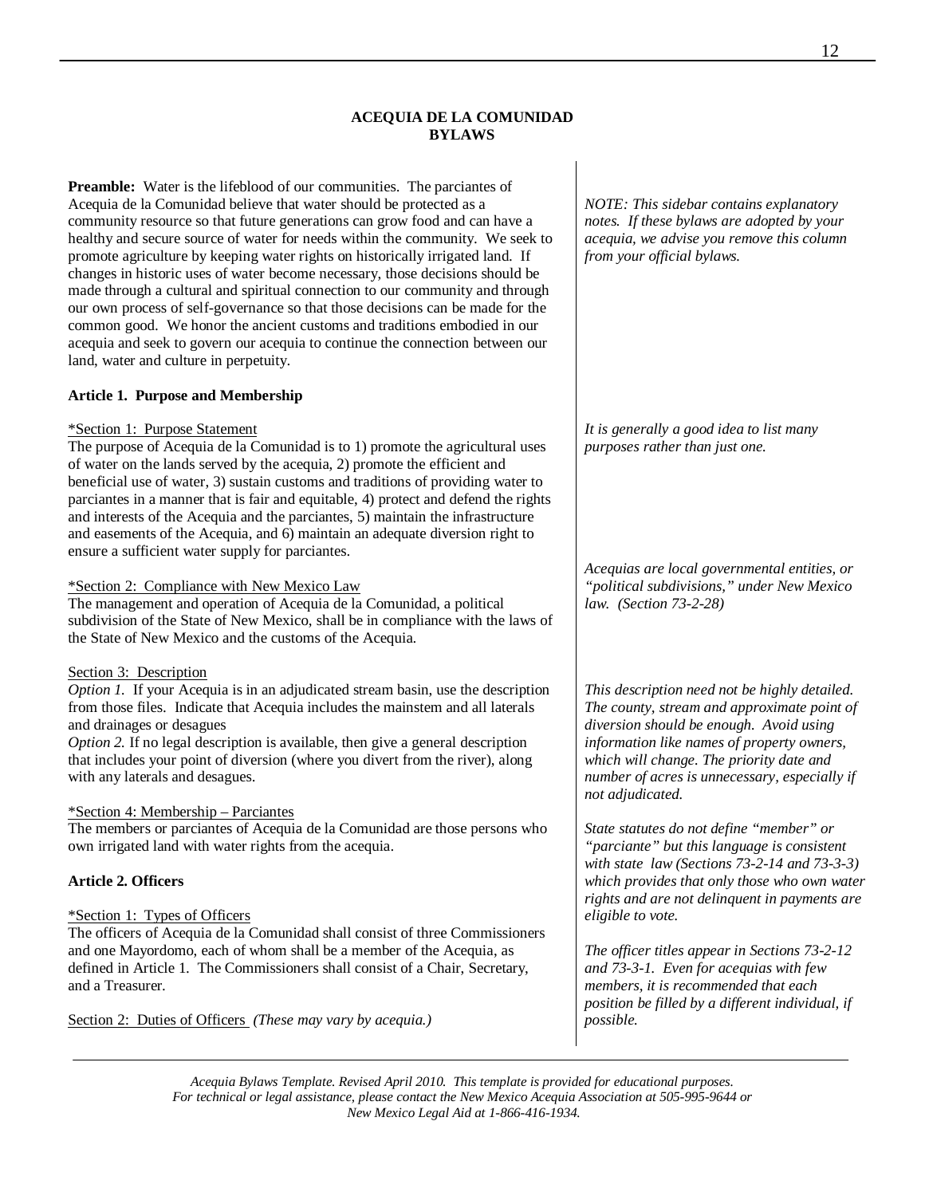## ACEQUIA DE LA COMUNIDAD BYLAWS

*NOTE: This sidebar contains explanatory notes. If these bylaws are adopted by your acequia, we advise you remove this column from your official bylaws.*

**Preamble:** Water is the lifeblood of our communities. The parciantes of Acequia de la Comunidad believe that water should be protected as a community resource so that future generations can grow food and can have a healthy and secure source of water for needs within the community. We seek to promote agriculture by keeping water rights on historically irrigated land. If changes in historic uses of water become necessary, those decisions should be made through a cultural and spiritual connection to our community and through our own process of self-governance so that those decisions can be made for the common good. We honor the ancient customs and traditions embodied in our acequia and seek to govern our acequia to continue the connection between our land, water and culture in perpetuity.

### Article 1. Purpose and Membership

*Section 1: Purpose Statement

The purpose of Acequia de la Comunidad is to 1) promote the agricultural uses of water on the lands served by the acequia, 2) promote the efficient and beneficial use of water, 3) sustain customs and traditions of providing water to parciantes in a manner that is fair and equitable, 4) protect and defend the rights and interests of the Acequia and the parciantes, 5) maintain the infrastructure and easements of the Acequia, and 6) maintain an adequate diversion right to ensure a sufficient water supply for parciantes.

*It is generally a good idea to list many purposes rather than just one.*

*Section 2: Compliance with New Mexico Law

The management and operation of Acequia de la Comunidad, a political subdivision of the State of New Mexico, shall be in compliance with the laws of the State of New Mexico and the customs of the Acequia.

*Acequias are local governmental entities, or "political subdivisions," under New Mexico law. (Section 73-2-28)*

Section 3: Description

*Option 1.* If your Acequia is in an adjudicated stream basin, use the description from those files. Indicate that Acequia includes the mainstem and all laterals and drainages or desagues

*Option 2.* If no legal description is available, then give a general description that includes your point of diversion (where you divert from the river), along with any laterals and desagues.

*This description need not be highly detailed. The county, stream and approximate point of diversion should be enough. Avoid using information like names of property owners, which will change. The priority date and number of acres is unnecessary, especially if not adjudicated.*

*Section 4: Membership – Parciantes

The members or parciantes of Acequia de la Comunidad are those persons who own irrigated land with water rights from the acequia.

*State statutes do not define "member" or "parciante" but this language is consistent with state law (Sections 73-2-14 and 73-3-3) which provides that only those who own water rights and are not delinquent in payments are eligible to vote.*

### Article 2. Officers

*Section 1: Types of Officers

The officers of Acequia de la Comunidad shall consist of three Commissioners and one Mayordomo, each of whom shall be a member of the Acequia, as defined in Article 1. The Commissioners shall consist of a Chair, Secretary, and a Treasurer.

*The officer titles appear in Sections 73-2-12 and 73-3-1. Even for acequias with few members, it is recommended that each position be filled by a different individual, if possible.*

Section 2: Duties of Officers *(These may vary by acequia.)*

*Acequia Bylaws Template. Revised April 2010. This template is provided for educational purposes. For technical or legal assistance, please contact the New Mexico Acequia Association at 505-995-9644 or New Mexico Legal Aid at 1-866-416-1934.*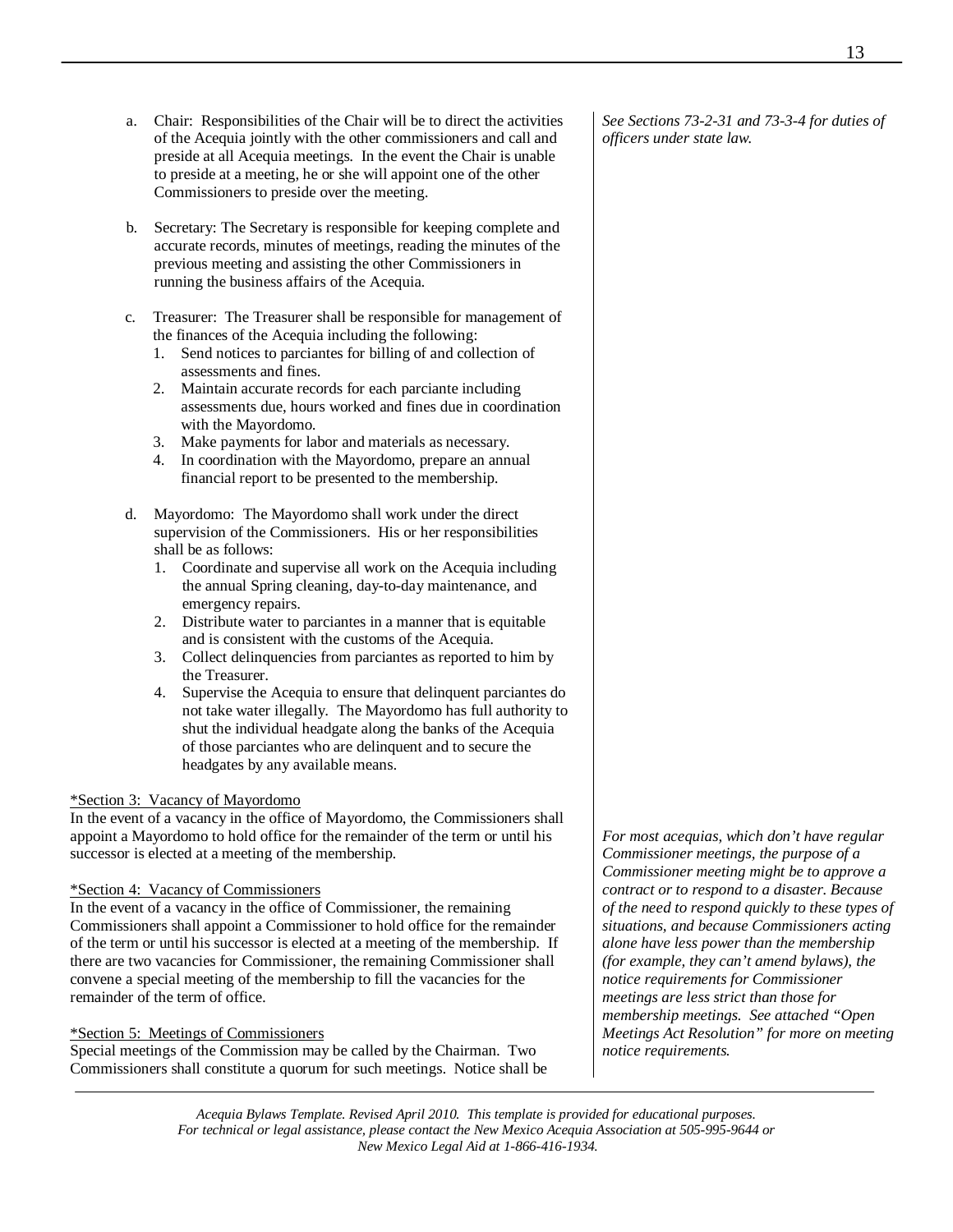a. Chair: Responsibilities of the Chair will be to direct the activities of the Acequia jointly with the other commissioners and call and preside at all Acequia meetings. In the event the Chair is unable to preside at a meeting, he or she will appoint one of the other Commissioners to preside over the meeting.

*See Sections 73-2-31 and 73-3-4 for duties of officers under state law.*

b. Secretary: The Secretary is responsible for keeping complete and accurate records, minutes of meetings, reading the minutes of the previous meeting and assisting the other Commissioners in running the business affairs of the Acequia.

c. Treasurer: The Treasurer shall be responsible for management of the finances of the Acequia including the following:
   1. Send notices to parciantes for billing of and collection of assessments and fines.
   2. Maintain accurate records for each parciante including assessments due, hours worked and fines due in coordination with the Mayordomo.
   3. Make payments for labor and materials as necessary.
   4. In coordination with the Mayordomo, prepare an annual financial report to be presented to the membership.

d. Mayordomo: The Mayordomo shall work under the direct supervision of the Commissioners. His or her responsibilities shall be as follows:
   1. Coordinate and supervise all work on the Acequia including the annual Spring cleaning, day-to-day maintenance, and emergency repairs.
   2. Distribute water to parciantes in a manner that is equitable and is consistent with the customs of the Acequia.
   3. Collect delinquencies from parciantes as reported to him by the Treasurer.
   4. Supervise the Acequia to ensure that delinquent parciantes do not take water illegally. The Mayordomo has full authority to shut the individual headgate along the banks of the Acequia of those parciantes who are delinquent and to secure the headgates by any available means.

*Section 3: Vacancy of Mayordomo

In the event of a vacancy in the office of Mayordomo, the Commissioners shall appoint a Mayordomo to hold office for the remainder of the term or until his successor is elected at a meeting of the membership.

*Section 4: Vacancy of Commissioners

In the event of a vacancy in the office of Commissioner, the remaining Commissioners shall appoint a Commissioner to hold office for the remainder of the term or until his successor is elected at a meeting of the membership. If there are two vacancies for Commissioner, the remaining Commissioner shall convene a special meeting of the membership to fill the vacancies for the remainder of the term of office.

*Section 5: Meetings of Commissioners

Special meetings of the Commission may be called by the Chairman. Two Commissioners shall constitute a quorum for such meetings. Notice shall be

*For most acequias, which don't have regular Commissioner meetings, the purpose of a Commissioner meeting might be to approve a contract or to respond to a disaster. Because of the need to respond quickly to these types of situations, and because Commissioners acting alone have less power than the membership (for example, they can't amend bylaws), the notice requirements for Commissioner meetings are less strict than those for membership meetings. See attached "Open Meetings Act Resolution" for more on meeting notice requirements.*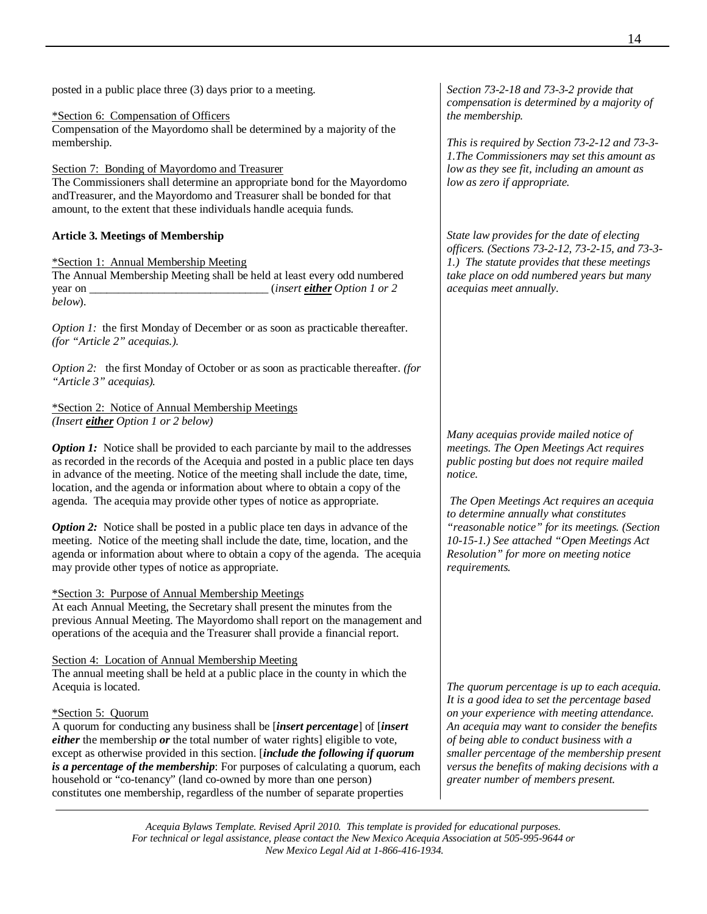posted in a public place three (3) days prior to a meeting.

*Section 6: Compensation of Officers
Compensation of the Mayordomo shall be determined by a majority of the membership.

*Section 73-2-18 and 73-3-2 provide that compensation is determined by a majority of the membership.*

Section 7: Bonding of Mayordomo and Treasurer
The Commissioners shall determine an appropriate bond for the Mayordomo andTreasurer, and the Mayordomo and Treasurer shall be bonded for that amount, to the extent that these individuals handle acequia funds.

*This is required by Section 73-2-12 and 73-3-1.The Commissioners may set this amount as low as they see fit, including an amount as low as zero if appropriate.*

**Article 3. Meetings of Membership**

*Section 1: Annual Membership Meeting
The Annual Membership Meeting shall be held at least every odd numbered year on _______________________________ (*insert* ***either*** *Option 1 or 2 below*).

*State law provides for the date of electing officers. (Sections 73-2-12, 73-2-15, and 73-3-1.) The statute provides that these meetings take place on odd numbered years but many acequias meet annually.*

*Option 1:* the first Monday of December or as soon as practicable thereafter. *(for "Article 2" acequias.).*

*Option 2:* the first Monday of October or as soon as practicable thereafter. *(for "Article 3" acequias).*

*Section 2: Notice of Annual Membership Meetings
*(Insert* ***either*** *Option 1 or 2 below)*

***Option 1:*** Notice shall be provided to each parciante by mail to the addresses as recorded in the records of the Acequia and posted in a public place ten days in advance of the meeting. Notice of the meeting shall include the date, time, location, and the agenda or information about where to obtain a copy of the agenda. The acequia may provide other types of notice as appropriate.

*Many acequias provide mailed notice of meetings. The Open Meetings Act requires public posting but does not require mailed notice.*

***Option 2:*** Notice shall be posted in a public place ten days in advance of the meeting. Notice of the meeting shall include the date, time, location, and the agenda or information about where to obtain a copy of the agenda. The acequia may provide other types of notice as appropriate.

*The Open Meetings Act requires an acequia to determine annually what constitutes "reasonable notice" for its meetings. (Section 10-15-1.) See attached "Open Meetings Act Resolution" for more on meeting notice requirements.*

*Section 3: Purpose of Annual Membership Meetings
At each Annual Meeting, the Secretary shall present the minutes from the previous Annual Meeting. The Mayordomo shall report on the management and operations of the acequia and the Treasurer shall provide a financial report.

Section 4: Location of Annual Membership Meeting
The annual meeting shall be held at a public place in the county in which the Acequia is located.

*Section 5: Quorum
A quorum for conducting any business shall be [***insert percentage***] of [***insert either*** the membership ***or*** the total number of water rights] eligible to vote, except as otherwise provided in this section. [***include the following if quorum is a percentage of the membership***: For purposes of calculating a quorum, each household or "co-tenancy" (land co-owned by more than one person) constitutes one membership, regardless of the number of separate properties

*The quorum percentage is up to each acequia. It is a good idea to set the percentage based on your experience with meeting attendance. An acequia may want to consider the benefits of being able to conduct business with a smaller percentage of the membership present versus the benefits of making decisions with a greater number of members present.*

*Acequia Bylaws Template. Revised April 2010. This template is provided for educational purposes. For technical or legal assistance, please contact the New Mexico Acequia Association at 505-995-9644 or New Mexico Legal Aid at 1-866-416-1934.*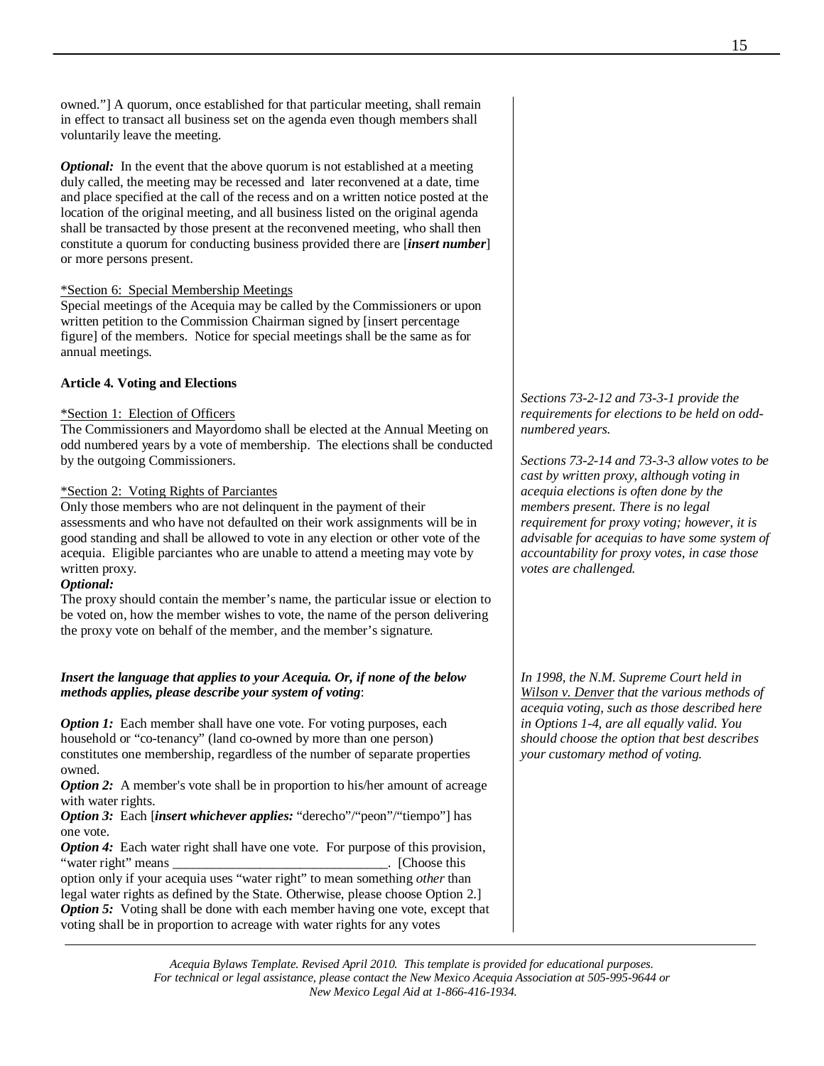owned."] A quorum, once established for that particular meeting, shall remain in effect to transact all business set on the agenda even though members shall voluntarily leave the meeting.

***Optional:*** In the event that the above quorum is not established at a meeting duly called, the meeting may be recessed and later reconvened at a date, time and place specified at the call of the recess and on a written notice posted at the location of the original meeting, and all business listed on the original agenda shall be transacted by those present at the reconvened meeting, who shall then constitute a quorum for conducting business provided there are [***insert number***] or more persons present.

*Section 6: Special Membership Meetings

Special meetings of the Acequia may be called by the Commissioners or upon written petition to the Commission Chairman signed by [insert percentage figure] of the members. Notice for special meetings shall be the same as for annual meetings.

**Article 4. Voting and Elections**

*Section 1: Election of Officers

The Commissioners and Mayordomo shall be elected at the Annual Meeting on odd numbered years by a vote of membership. The elections shall be conducted by the outgoing Commissioners.

*Sections 73-2-12 and 73-3-1 provide the requirements for elections to be held on odd-numbered years.*

*Section 2: Voting Rights of Parciantes

Only those members who are not delinquent in the payment of their assessments and who have not defaulted on their work assignments will be in good standing and shall be allowed to vote in any election or other vote of the acequia. Eligible parciantes who are unable to attend a meeting may vote by written proxy.

***Optional:***

The proxy should contain the member's name, the particular issue or election to be voted on, how the member wishes to vote, the name of the person delivering the proxy vote on behalf of the member, and the member's signature.

*Sections 73-2-14 and 73-3-3 allow votes to be cast by written proxy, although voting in acequia elections is often done by the members present. There is no legal requirement for proxy voting; however, it is advisable for acequias to have some system of accountability for proxy votes, in case those votes are challenged.*

***Insert the language that applies to your Acequia. Or, if none of the below methods applies, please describe your system of voting***:

***Option 1:*** Each member shall have one vote. For voting purposes, each household or "co-tenancy" (land co-owned by more than one person) constitutes one membership, regardless of the number of separate properties owned.

***Option 2:*** A member's vote shall be in proportion to his/her amount of acreage with water rights.

***Option 3:*** Each [***insert whichever applies:*** "derecho"/"peon"/"tiempo"] has one vote.

***Option 4:*** Each water right shall have one vote. For purpose of this provision, "water right" means ________________________________. [Choose this option only if your acequia uses "water right" to mean something *other* than legal water rights as defined by the State. Otherwise, please choose Option 2.]

***Option 5:*** Voting shall be done with each member having one vote, except that voting shall be in proportion to acreage with water rights for any votes

*In 1998, the N.M. Supreme Court held in <u>Wilson v. Denver</u> that the various methods of acequia voting, such as those described here in Options 1-4, are all equally valid. You should choose the option that best describes your customary method of voting.*

*Acequia Bylaws Template. Revised April 2010. This template is provided for educational purposes. For technical or legal assistance, please contact the New Mexico Acequia Association at 505-995-9644 or New Mexico Legal Aid at 1-866-416-1934.*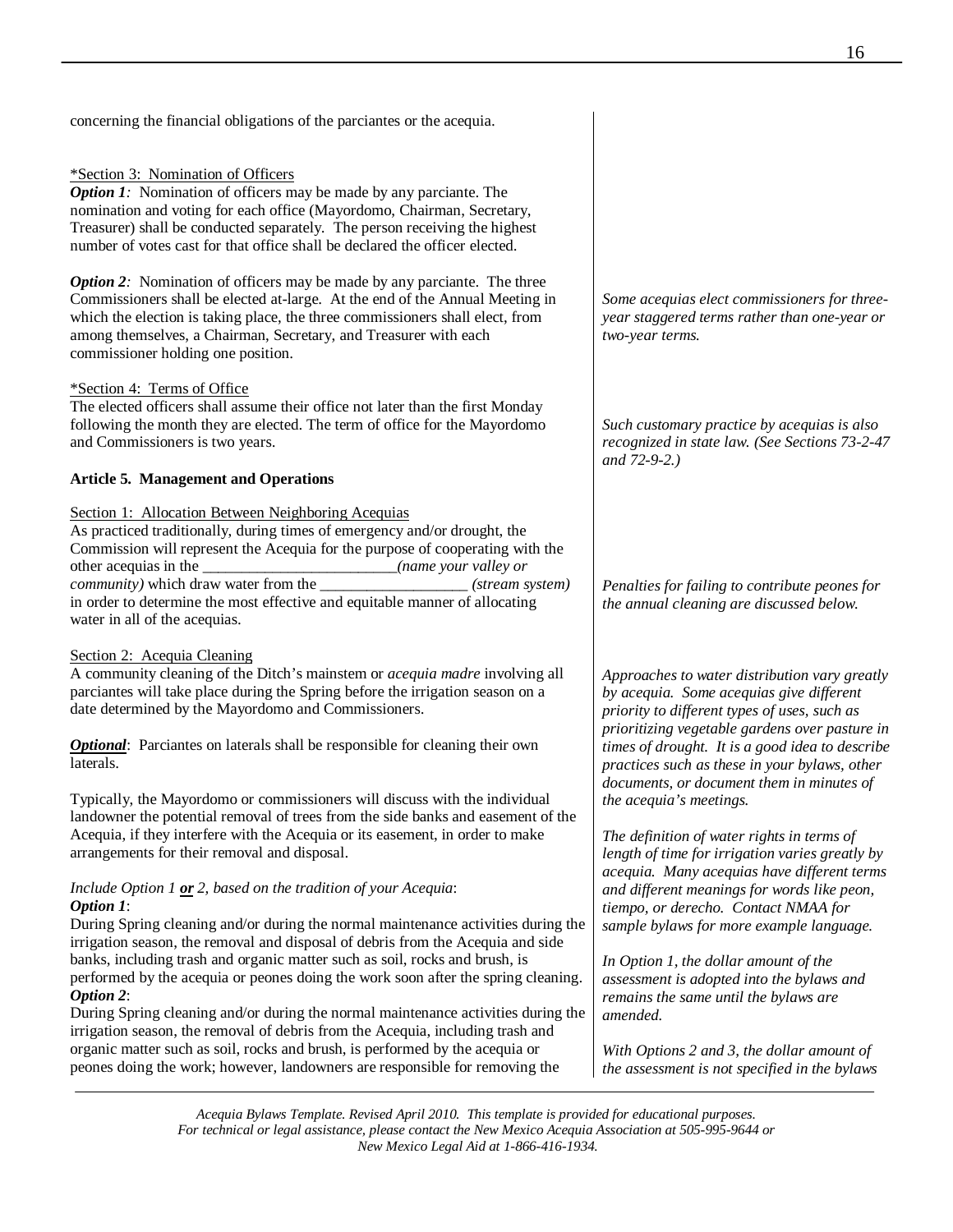concerning the financial obligations of the parciantes or the acequia.

*Section 3: Nomination of Officers

***Option 1**:* Nomination of officers may be made by any parciante. The nomination and voting for each office (Mayordomo, Chairman, Secretary, Treasurer) shall be conducted separately. The person receiving the highest number of votes cast for that office shall be declared the officer elected.

***Option 2**:* Nomination of officers may be made by any parciante. The three Commissioners shall be elected at-large. At the end of the Annual Meeting in which the election is taking place, the three commissioners shall elect, from among themselves, a Chairman, Secretary, and Treasurer with each commissioner holding one position.

*Some acequias elect commissioners for three-year staggered terms rather than one-year or two-year terms.*

*Section 4: Terms of Office

The elected officers shall assume their office not later than the first Monday following the month they are elected. The term of office for the Mayordomo and Commissioners is two years.

*Such customary practice by acequias is also recognized in state law. (See Sections 73-2-47 and 72-9-2.)*

**Article 5. Management and Operations**

Section 1: Allocation Between Neighboring Acequias

As practiced traditionally, during times of emergency and/or drought, the Commission will represent the Acequia for the purpose of cooperating with the other acequias in the ________________________*(name your valley or community)* which draw water from the __________________ *(stream system)* in order to determine the most effective and equitable manner of allocating water in all of the acequias.

*Penalties for failing to contribute peones for the annual cleaning are discussed below.*

Section 2: Acequia Cleaning

A community cleaning of the Ditch's mainstem or *acequia madre* involving all parciantes will take place during the Spring before the irrigation season on a date determined by the Mayordomo and Commissioners.

***Optional***: Parciantes on laterals shall be responsible for cleaning their own laterals.

Typically, the Mayordomo or commissioners will discuss with the individual landowner the potential removal of trees from the side banks and easement of the Acequia, if they interfere with the Acequia or its easement, in order to make arrangements for their removal and disposal.

*Include Option 1 **or** 2, based on the tradition of your Acequia*:

***Option 1***:

During Spring cleaning and/or during the normal maintenance activities during the irrigation season, the removal and disposal of debris from the Acequia and side banks, including trash and organic matter such as soil, rocks and brush, is performed by the acequia or peones doing the work soon after the spring cleaning.

***Option 2***:

During Spring cleaning and/or during the normal maintenance activities during the irrigation season, the removal of debris from the Acequia, including trash and organic matter such as soil, rocks and brush, is performed by the acequia or peones doing the work; however, landowners are responsible for removing the

*Approaches to water distribution vary greatly by acequia. Some acequias give different priority to different types of uses, such as prioritizing vegetable gardens over pasture in times of drought. It is a good idea to describe practices such as these in your bylaws, other documents, or document them in minutes of the acequia's meetings.*

*The definition of water rights in terms of length of time for irrigation varies greatly by acequia. Many acequias have different terms and different meanings for words like peon, tiempo, or derecho. Contact NMAA for sample bylaws for more example language.*

*In Option 1, the dollar amount of the assessment is adopted into the bylaws and remains the same until the bylaws are amended.*

*With Options 2 and 3, the dollar amount of the assessment is not specified in the bylaws*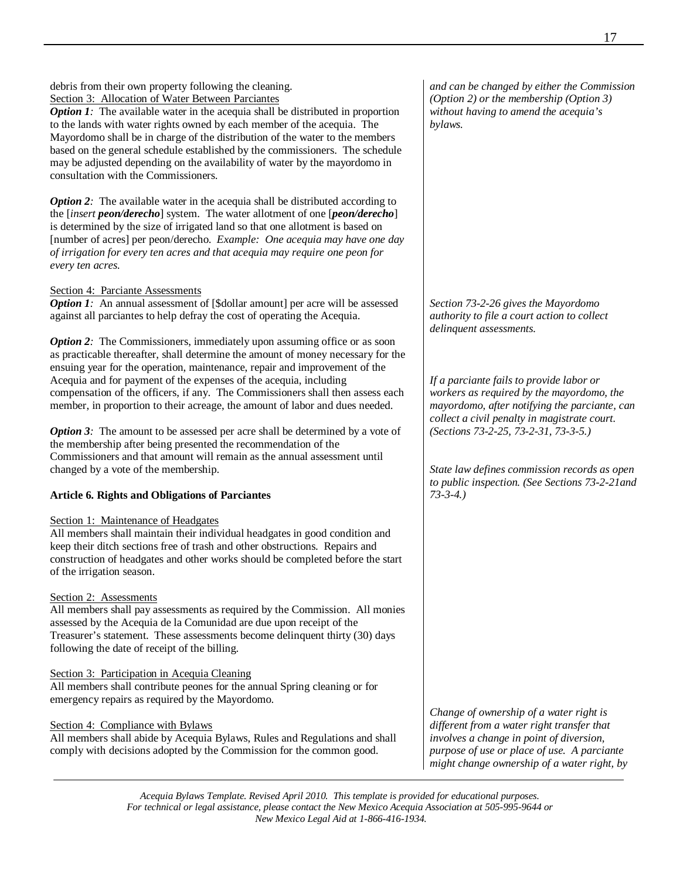debris from their own property following the cleaning.

Section 3: Allocation of Water Between Parciantes

***Option 1****:* The available water in the acequia shall be distributed in proportion to the lands with water rights owned by each member of the acequia. The Mayordomo shall be in charge of the distribution of the water to the members based on the general schedule established by the commissioners. The schedule may be adjusted depending on the availability of water by the mayordomo in consultation with the Commissioners.

***Option 2****:* The available water in the acequia shall be distributed according to the [*insert **peon/derecho***] system. The water allotment of one [***peon/derecho***] is determined by the size of irrigated land so that one allotment is based on [number of acres] per peon/derecho. *Example: One acequia may have one day of irrigation for every ten acres and that acequia may require one peon for every ten acres.*

*and can be changed by either the Commission (Option 2) or the membership (Option 3) without having to amend the acequia's bylaws.*

Section 4: Parciante Assessments

***Option 1****:* An annual assessment of [$dollar amount] per acre will be assessed against all parciantes to help defray the cost of operating the Acequia.

*Section 73-2-26 gives the Mayordomo authority to file a court action to collect delinquent assessments.*

***Option 2****:* The Commissioners, immediately upon assuming office or as soon as practicable thereafter, shall determine the amount of money necessary for the ensuing year for the operation, maintenance, repair and improvement of the Acequia and for payment of the expenses of the acequia, including compensation of the officers, if any. The Commissioners shall then assess each member, in proportion to their acreage, the amount of labor and dues needed.

*If a parciante fails to provide labor or workers as required by the mayordomo, the mayordomo, after notifying the parciante, can collect a civil penalty in magistrate court. (Sections 73-2-25, 73-2-31, 73-3-5.)*

***Option 3****:* The amount to be assessed per acre shall be determined by a vote of the membership after being presented the recommendation of the Commissioners and that amount will remain as the annual assessment until changed by a vote of the membership.

*State law defines commission records as open to public inspection. (See Sections 73-2-21and 73-3-4.)*

**Article 6. Rights and Obligations of Parciantes**

Section 1: Maintenance of Headgates

All members shall maintain their individual headgates in good condition and keep their ditch sections free of trash and other obstructions. Repairs and construction of headgates and other works should be completed before the start of the irrigation season.

Section 2: Assessments

All members shall pay assessments as required by the Commission. All monies assessed by the Acequia de la Comunidad are due upon receipt of the Treasurer's statement. These assessments become delinquent thirty (30) days following the date of receipt of the billing.

Section 3: Participation in Acequia Cleaning

All members shall contribute peones for the annual Spring cleaning or for emergency repairs as required by the Mayordomo.

Section 4: Compliance with Bylaws

All members shall abide by Acequia Bylaws, Rules and Regulations and shall comply with decisions adopted by the Commission for the common good.

*Change of ownership of a water right is different from a water right transfer that involves a change in point of diversion, purpose of use or place of use. A parciante might change ownership of a water right, by*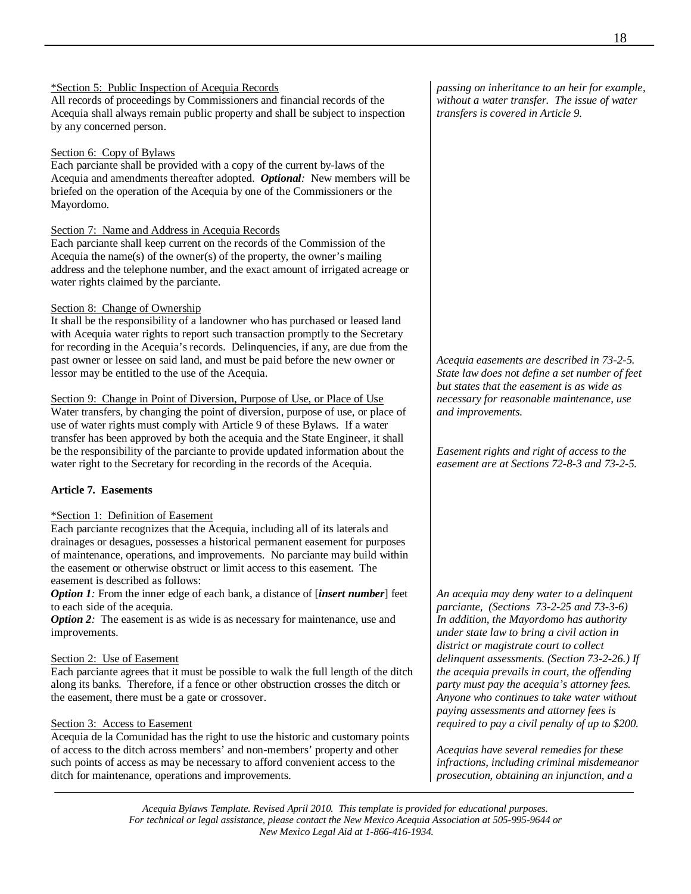*Section 5: Public Inspection of Acequia Records
All records of proceedings by Commissioners and financial records of the Acequia shall always remain public property and shall be subject to inspection by any concerned person.

Section 6: Copy of Bylaws
Each parciante shall be provided with a copy of the current by-laws of the Acequia and amendments thereafter adopted. ***Optional***: New members will be briefed on the operation of the Acequia by one of the Commissioners or the Mayordomo.

Section 7: Name and Address in Acequia Records
Each parciante shall keep current on the records of the Commission of the Acequia the name(s) of the owner(s) of the property, the owner's mailing address and the telephone number, and the exact amount of irrigated acreage or water rights claimed by the parciante.

Section 8: Change of Ownership
It shall be the responsibility of a landowner who has purchased or leased land with Acequia water rights to report such transaction promptly to the Secretary for recording in the Acequia's records. Delinquencies, if any, are due from the past owner or lessee on said land, and must be paid before the new owner or lessor may be entitled to the use of the Acequia.

*passing on inheritance to an heir for example, without a water transfer. The issue of water transfers is covered in Article 9.*

Section 9: Change in Point of Diversion, Purpose of Use, or Place of Use
Water transfers, by changing the point of diversion, purpose of use, or place of use of water rights must comply with Article 9 of these Bylaws. If a water transfer has been approved by both the acequia and the State Engineer, it shall be the responsibility of the parciante to provide updated information about the water right to the Secretary for recording in the records of the Acequia.

**Article 7. Easements**

*Section 1: Definition of Easement
Each parciante recognizes that the Acequia, including all of its laterals and drainages or desagues, possesses a historical permanent easement for purposes of maintenance, operations, and improvements. No parciante may build within the easement or otherwise obstruct or limit access to this easement. The easement is described as follows:
***Option 1***: From the inner edge of each bank, a distance of [***insert number***] feet to each side of the acequia.
***Option 2***: The easement is as wide is as necessary for maintenance, use and improvements.

*Acequia easements are described in 73-2-5. State law does not define a set number of feet but states that the easement is as wide as necessary for reasonable maintenance, use and improvements.*

*Easement rights and right of access to the easement are at Sections 72-8-3 and 73-2-5.*

Section 2: Use of Easement
Each parciante agrees that it must be possible to walk the full length of the ditch along its banks. Therefore, if a fence or other obstruction crosses the ditch or the easement, there must be a gate or crossover.

Section 3: Access to Easement
Acequia de la Comunidad has the right to use the historic and customary points of access to the ditch across members' and non-members' property and other such points of access as may be necessary to afford convenient access to the ditch for maintenance, operations and improvements.

*An acequia may deny water to a delinquent parciante, (Sections 73-2-25 and 73-3-6) In addition, the Mayordomo has authority under state law to bring a civil action in district or magistrate court to collect delinquent assessments. (Section 73-2-26.) If the acequia prevails in court, the offending party must pay the acequia's attorney fees. Anyone who continues to take water without paying assessments and attorney fees is required to pay a civil penalty of up to $200.*

*Acequias have several remedies for these infractions, including criminal misdemeanor prosecution, obtaining an injunction, and a*

*Acequia Bylaws Template. Revised April 2010. This template is provided for educational purposes. For technical or legal assistance, please contact the New Mexico Acequia Association at 505-995-9644 or New Mexico Legal Aid at 1-866-416-1934.*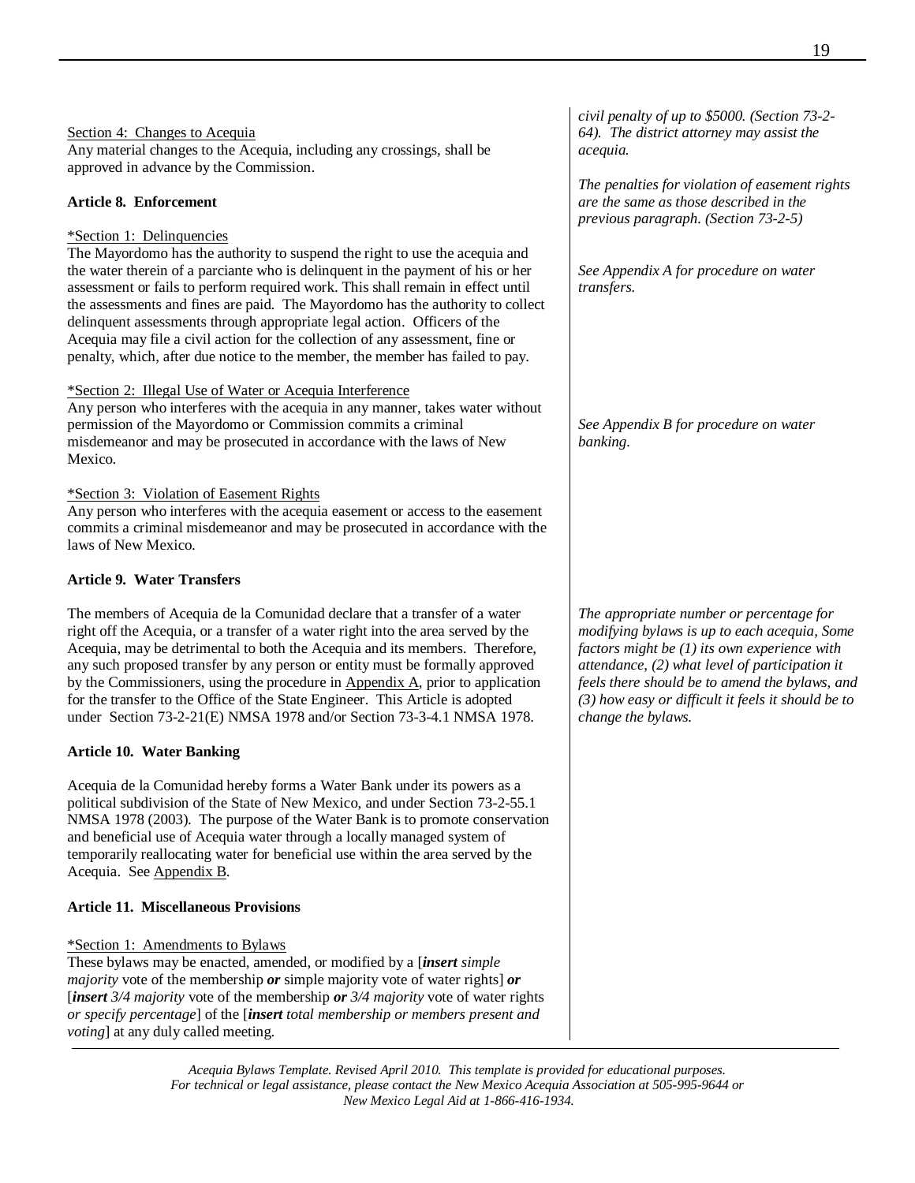Section 4: Changes to Acequia
Any material changes to the Acequia, including any crossings, shall be approved in advance by the Commission.

**Article 8. Enforcement**

*Section 1: Delinquencies
The Mayordomo has the authority to suspend the right to use the acequia and the water therein of a parciante who is delinquent in the payment of his or her assessment or fails to perform required work. This shall remain in effect until the assessments and fines are paid. The Mayordomo has the authority to collect delinquent assessments through appropriate legal action. Officers of the Acequia may file a civil action for the collection of any assessment, fine or penalty, which, after due notice to the member, the member has failed to pay.

*Section 2: Illegal Use of Water or Acequia Interference
Any person who interferes with the acequia in any manner, takes water without permission of the Mayordomo or Commission commits a criminal misdemeanor and may be prosecuted in accordance with the laws of New Mexico.

*civil penalty of up to $5000. (Section 73-2-64). The district attorney may assist the acequia.*

*Section 3: Violation of Easement Rights
Any person who interferes with the acequia easement or access to the easement commits a criminal misdemeanor and may be prosecuted in accordance with the laws of New Mexico.

*The penalties for violation of easement rights are the same as those described in the previous paragraph. (Section 73-2-5)*

**Article 9. Water Transfers**

The members of Acequia de la Comunidad declare that a transfer of a water right off the Acequia, or a transfer of a water right into the area served by the Acequia, may be detrimental to both the Acequia and its members. Therefore, any such proposed transfer by any person or entity must be formally approved by the Commissioners, using the procedure in Appendix A, prior to application for the transfer to the Office of the State Engineer. This Article is adopted under Section 73-2-21(E) NMSA 1978 and/or Section 73-3-4.1 NMSA 1978.

*See Appendix A for procedure on water transfers.*

**Article 10. Water Banking**

Acequia de la Comunidad hereby forms a Water Bank under its powers as a political subdivision of the State of New Mexico, and under Section 73-2-55.1 NMSA 1978 (2003). The purpose of the Water Bank is to promote conservation and beneficial use of Acequia water through a locally managed system of temporarily reallocating water for beneficial use within the area served by the Acequia. See Appendix B.

*See Appendix B for procedure on water banking.*

**Article 11. Miscellaneous Provisions**

*Section 1: Amendments to Bylaws
These bylaws may be enacted, amended, or modified by a [***insert*** *simple majority* vote of the membership ***or*** simple majority vote of water rights] ***or*** [***insert*** *3/4 majority* vote of the membership ***or*** *3/4 majority* vote of water rights *or specify percentage*] of the [***insert*** *total membership or members present and voting*] at any duly called meeting.

*The appropriate number or percentage for modifying bylaws is up to each acequia, Some factors might be (1) its own experience with attendance, (2) what level of participation it feels there should be to amend the bylaws, and (3) how easy or difficult it feels it should be to change the bylaws.*

*Acequia Bylaws Template. Revised April 2010. This template is provided for educational purposes. For technical or legal assistance, please contact the New Mexico Acequia Association at 505-995-9644 or New Mexico Legal Aid at 1-866-416-1934.*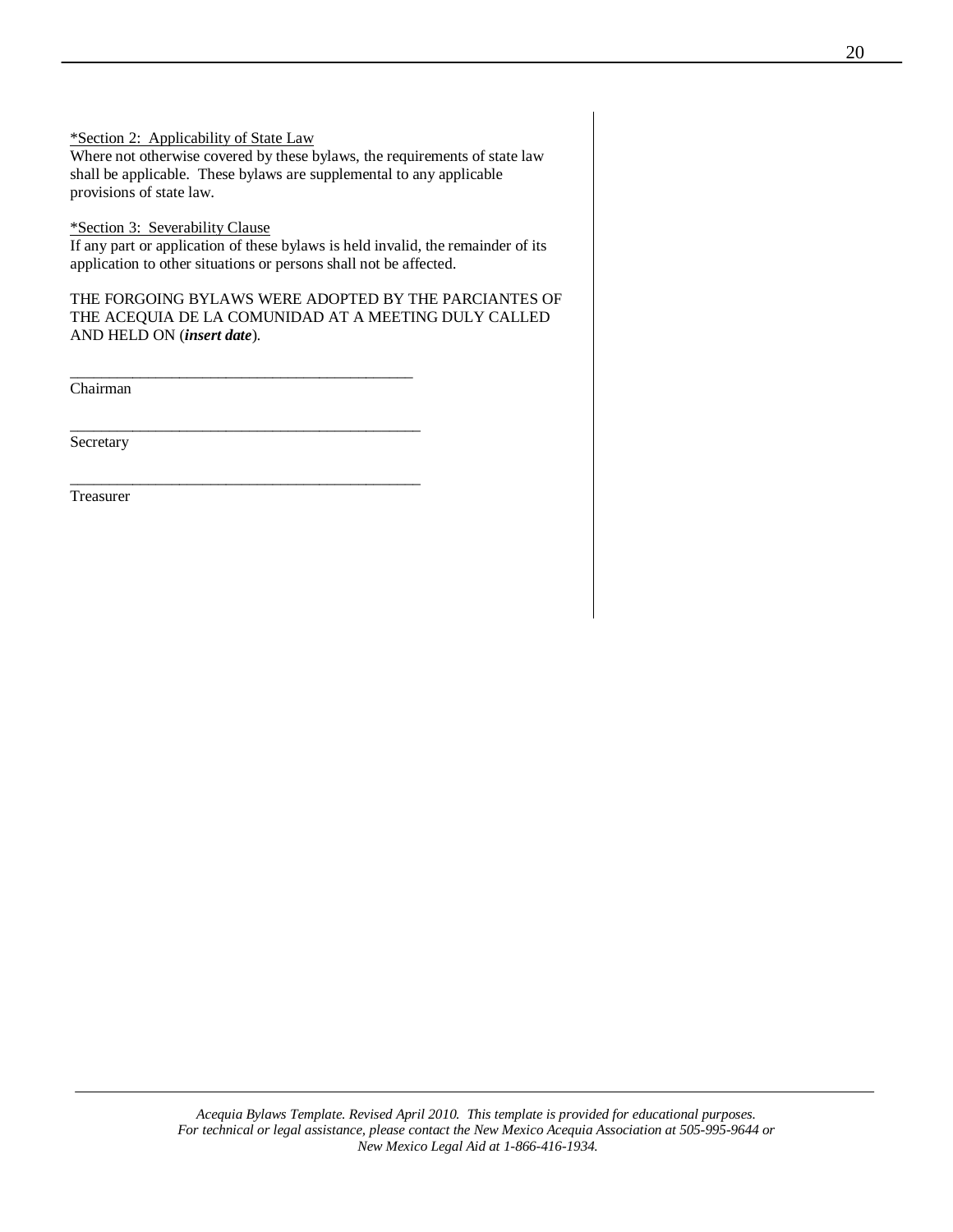<u>*Section 2:  Applicability of State Law</u>
Where not otherwise covered by these bylaws, the requirements of state law shall be applicable.  These bylaws are supplemental to any applicable provisions of state law.

<u>*Section 3:  Severability Clause</u>
If any part or application of these bylaws is held invalid, the remainder of its application to other situations or persons shall not be affected.

THE FORGOING BYLAWS WERE ADOPTED BY THE PARCIANTES OF THE ACEQUIA DE LA COMUNIDAD AT A MEETING DULY CALLED AND HELD ON (***insert date***).

_____________________________________________
Chairman

_____________________________________________
Secretary

_____________________________________________
Treasurer

*Acequia Bylaws Template. Revised April 2010.  This template is provided for educational purposes. For technical or legal assistance, please contact the New Mexico Acequia Association at 505-995-9644 or New Mexico Legal Aid at 1-866-416-1934.*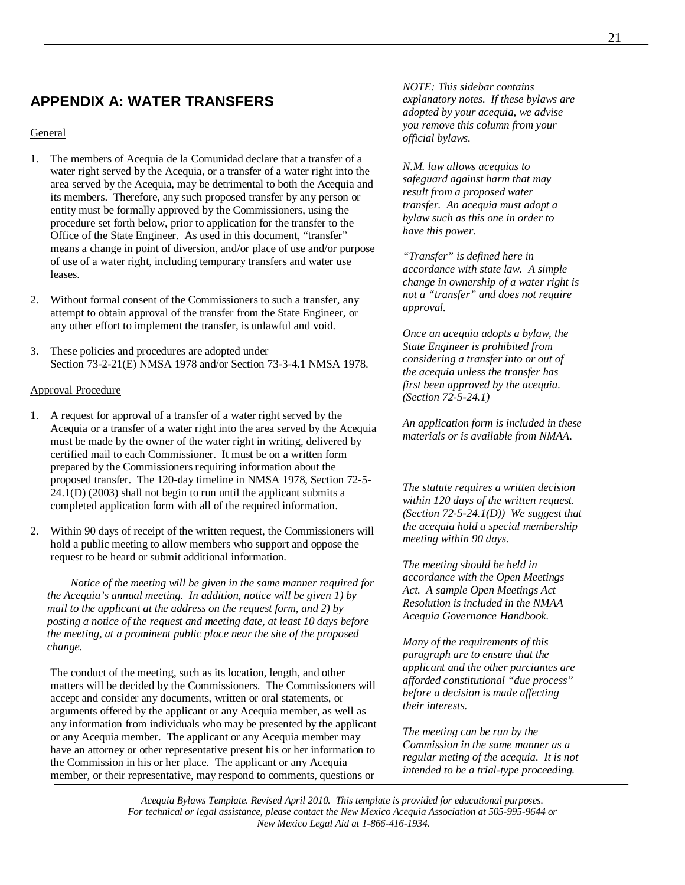## APPENDIX A: WATER TRANSFERS

General

1. The members of Acequia de la Comunidad declare that a transfer of a water right served by the Acequia, or a transfer of a water right into the area served by the Acequia, may be detrimental to both the Acequia and its members. Therefore, any such proposed transfer by any person or entity must be formally approved by the Commissioners, using the procedure set forth below, prior to application for the transfer to the Office of the State Engineer. As used in this document, "transfer" means a change in point of diversion, and/or place of use and/or purpose of use of a water right, including temporary transfers and water use leases.

2. Without formal consent of the Commissioners to such a transfer, any attempt to obtain approval of the transfer from the State Engineer, or any other effort to implement the transfer, is unlawful and void.

3. These policies and procedures are adopted under Section 73-2-21(E) NMSA 1978 and/or Section 73-3-4.1 NMSA 1978.

Approval Procedure

1. A request for approval of a transfer of a water right served by the Acequia or a transfer of a water right into the area served by the Acequia must be made by the owner of the water right in writing, delivered by certified mail to each Commissioner. It must be on a written form prepared by the Commissioners requiring information about the proposed transfer. The 120-day timeline in NMSA 1978, Section 72-5-24.1(D) (2003) shall not begin to run until the applicant submits a completed application form with all of the required information.

2. Within 90 days of receipt of the written request, the Commissioners will hold a public meeting to allow members who support and oppose the request to be heard or submit additional information.

   *Notice of the meeting will be given in the same manner required for the Acequia's annual meeting. In addition, notice will be given 1) by mail to the applicant at the address on the request form, and 2) by posting a notice of the request and meeting date, at least 10 days before the meeting, at a prominent public place near the site of the proposed change.*

   The conduct of the meeting, such as its location, length, and other matters will be decided by the Commissioners. The Commissioners will accept and consider any documents, written or oral statements, or arguments offered by the applicant or any Acequia member, as well as any information from individuals who may be presented by the applicant or any Acequia member. The applicant or any Acequia member may have an attorney or other representative present his or her information to the Commission in his or her place. The applicant or any Acequia member, or their representative, may respond to comments, questions or

*NOTE: This sidebar contains explanatory notes. If these bylaws are adopted by your acequia, we advise you remove this column from your official bylaws.*

*N.M. law allows acequias to safeguard against harm that may result from a proposed water transfer. An acequia must adopt a bylaw such as this one in order to have this power.*

*"Transfer" is defined here in accordance with state law. A simple change in ownership of a water right is not a "transfer" and does not require approval.*

*Once an acequia adopts a bylaw, the State Engineer is prohibited from considering a transfer into or out of the acequia unless the transfer has first been approved by the acequia. (Section 72-5-24.1)*

*An application form is included in these materials or is available from NMAA.*

*The statute requires a written decision within 120 days of the written request. (Section 72-5-24.1(D)) We suggest that the acequia hold a special membership meeting within 90 days.*

*The meeting should be held in accordance with the Open Meetings Act. A sample Open Meetings Act Resolution is included in the NMAA Acequia Governance Handbook.*

*Many of the requirements of this paragraph are to ensure that the applicant and the other parciantes are afforded constitutional "due process" before a decision is made affecting their interests.*

*The meeting can be run by the Commission in the same manner as a regular meting of the acequia. It is not intended to be a trial-type proceeding.*

*Acequia Bylaws Template. Revised April 2010. This template is provided for educational purposes. For technical or legal assistance, please contact the New Mexico Acequia Association at 505-995-9644 or New Mexico Legal Aid at 1-866-416-1934.*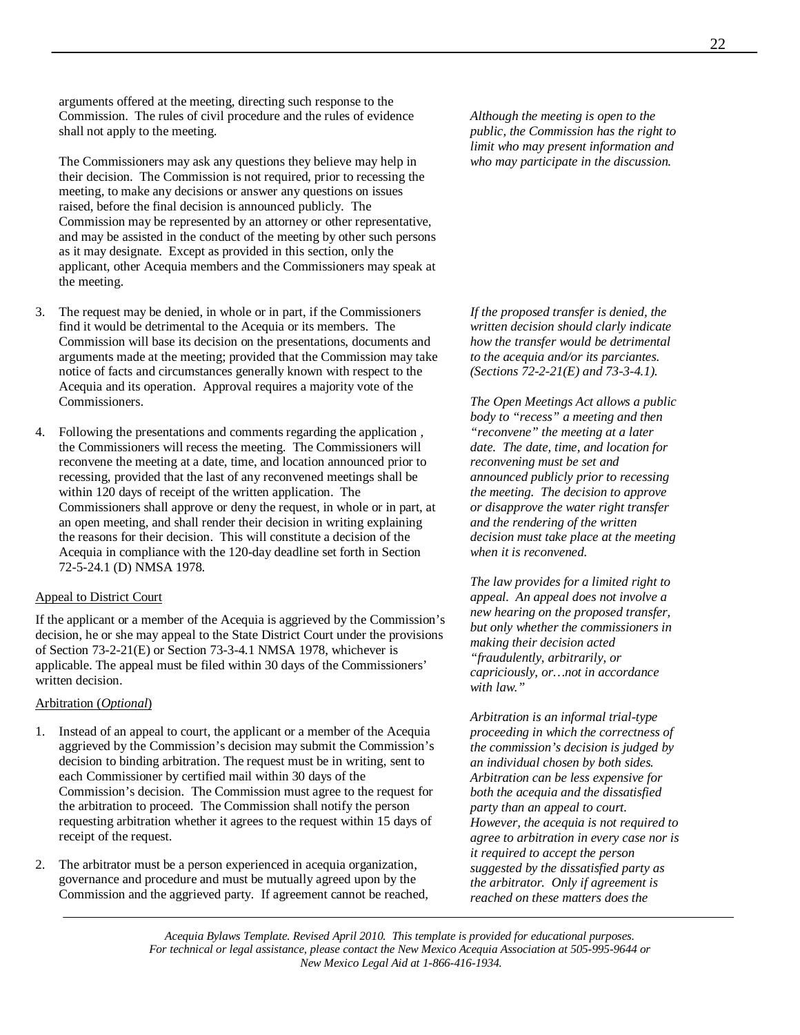arguments offered at the meeting, directing such response to the Commission. The rules of civil procedure and the rules of evidence shall not apply to the meeting.

*Although the meeting is open to the public, the Commission has the right to limit who may present information and who may participate in the discussion.*

The Commissioners may ask any questions they believe may help in their decision. The Commission is not required, prior to recessing the meeting, to make any decisions or answer any questions on issues raised, before the final decision is announced publicly. The Commission may be represented by an attorney or other representative, and may be assisted in the conduct of the meeting by other such persons as it may designate. Except as provided in this section, only the applicant, other Acequia members and the Commissioners may speak at the meeting.

3. The request may be denied, in whole or in part, if the Commissioners find it would be detrimental to the Acequia or its members. The Commission will base its decision on the presentations, documents and arguments made at the meeting; provided that the Commission may take notice of facts and circumstances generally known with respect to the Acequia and its operation. Approval requires a majority vote of the Commissioners.

*If the proposed transfer is denied, the written decision should clarly indicate how the transfer would be detrimental to the acequia and/or its parciantes. (Sections 72-2-21(E) and 73-3-4.1).*

4. Following the presentations and comments regarding the application , the Commissioners will recess the meeting. The Commissioners will reconvene the meeting at a date, time, and location announced prior to recessing, provided that the last of any reconvened meetings shall be within 120 days of receipt of the written application. The Commissioners shall approve or deny the request, in whole or in part, at an open meeting, and shall render their decision in writing explaining the reasons for their decision. This will constitute a decision of the Acequia in compliance with the 120-day deadline set forth in Section 72-5-24.1 (D) NMSA 1978.

*The Open Meetings Act allows a public body to "recess" a meeting and then "reconvene" the meeting at a later date. The date, time, and location for reconvening must be set and announced publicly prior to recessing the meeting. The decision to approve or disapprove the water right transfer and the rendering of the written decision must take place at the meeting when it is reconvened.*

Appeal to District Court

If the applicant or a member of the Acequia is aggrieved by the Commission's decision, he or she may appeal to the State District Court under the provisions of Section 73-2-21(E) or Section 73-3-4.1 NMSA 1978, whichever is applicable. The appeal must be filed within 30 days of the Commissioners' written decision.

*The law provides for a limited right to appeal. An appeal does not involve a new hearing on the proposed transfer, but only whether the commissioners in making their decision acted "fraudulently, arbitrarily, or capriciously, or…not in accordance with law."*

Arbitration (*Optional*)

1. Instead of an appeal to court, the applicant or a member of the Acequia aggrieved by the Commission's decision may submit the Commission's decision to binding arbitration. The request must be in writing, sent to each Commissioner by certified mail within 30 days of the Commission's decision. The Commission must agree to the request for the arbitration to proceed. The Commission shall notify the person requesting arbitration whether it agrees to the request within 15 days of receipt of the request.

2. The arbitrator must be a person experienced in acequia organization, governance and procedure and must be mutually agreed upon by the Commission and the aggrieved party. If agreement cannot be reached,

*Arbitration is an informal trial-type proceeding in which the correctness of the commission's decision is judged by an individual chosen by both sides. Arbitration can be less expensive for both the acequia and the dissatisfied party than an appeal to court. However, the acequia is not required to agree to arbitration in every case nor is it required to accept the person suggested by the dissatisfied party as the arbitrator. Only if agreement is reached on these matters does the*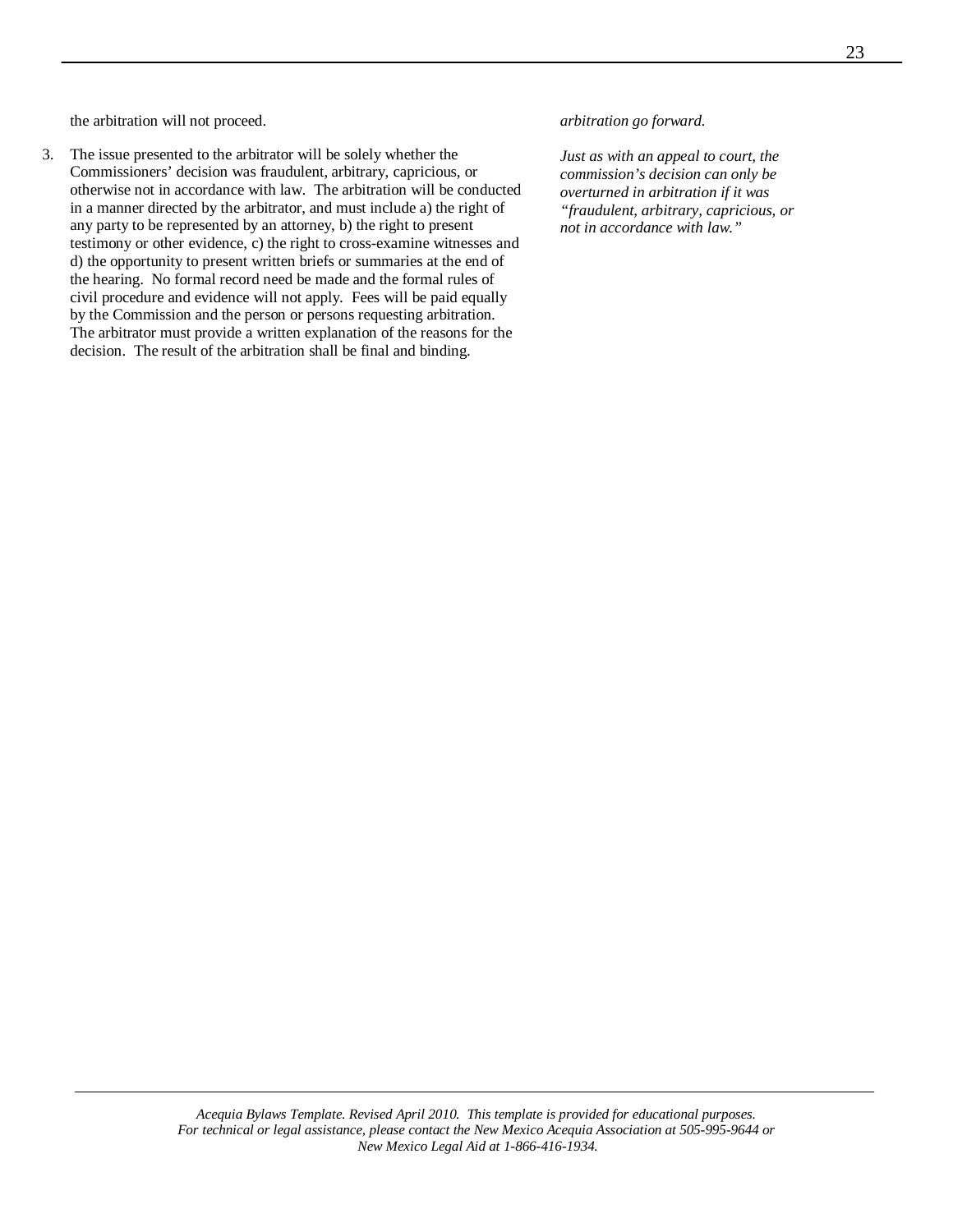the arbitration will not proceed.

*arbitration go forward.*

3. The issue presented to the arbitrator will be solely whether the Commissioners' decision was fraudulent, arbitrary, capricious, or otherwise not in accordance with law. The arbitration will be conducted in a manner directed by the arbitrator, and must include a) the right of any party to be represented by an attorney, b) the right to present testimony or other evidence, c) the right to cross-examine witnesses and d) the opportunity to present written briefs or summaries at the end of the hearing. No formal record need be made and the formal rules of civil procedure and evidence will not apply. Fees will be paid equally by the Commission and the person or persons requesting arbitration. The arbitrator must provide a written explanation of the reasons for the decision. The result of the arbitration shall be final and binding.

*Just as with an appeal to court, the commission's decision can only be overturned in arbitration if it was "fraudulent, arbitrary, capricious, or not in accordance with law."*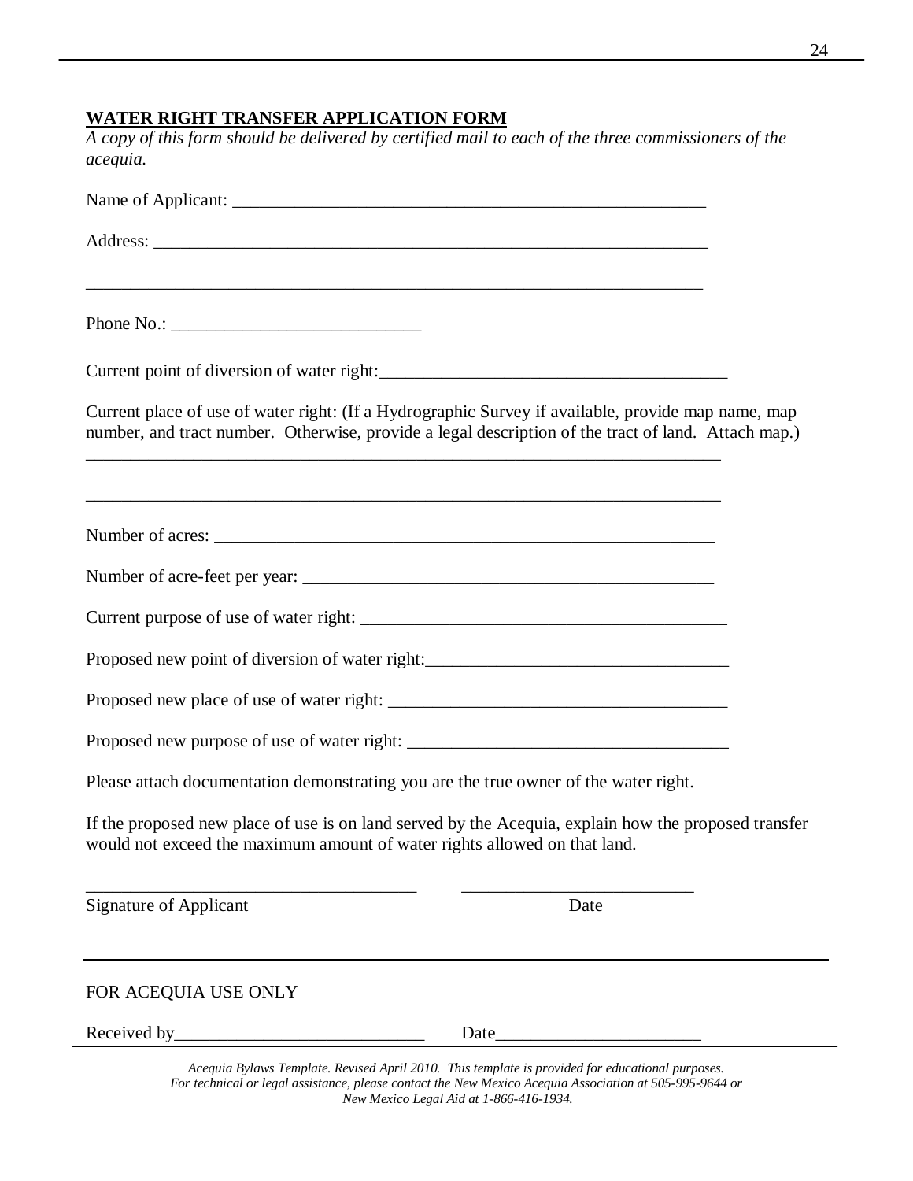**WATER RIGHT TRANSFER APPLICATION FORM**

*A copy of this form should be delivered by certified mail to each of the three commissioners of the acequia.*

Name of Applicant: _______________________________________________________

Address: ______________________________________________________________

______________________________________________________________________

Phone No.: ____________________________

Current point of diversion of water right:_______________________________________

Current place of use of water right: (If a Hydrographic Survey if available, provide map name, map number, and tract number. Otherwise, provide a legal description of the tract of land. Attach map.)

_______________________________________________________________________

_______________________________________________________________________

Number of acres: _______________________________________________________

Number of acre-feet per year: ____________________________________________

Current purpose of use of water right: ______________________________________

Proposed new point of diversion of water right:__________________________________

Proposed new place of use of water right: _____________________________________

Proposed new purpose of use of water right: ___________________________________

Please attach documentation demonstrating you are the true owner of the water right.

If the proposed new place of use is on land served by the Acequia, explain how the proposed transfer would not exceed the maximum amount of water rights allowed on that land.

_____________________________________ __________________________

Signature of Applicant Date

---

FOR ACEQUIA USE ONLY

Received by____________________________ Date_______________________

*Acequia Bylaws Template. Revised April 2010. This template is provided for educational purposes. For technical or legal assistance, please contact the New Mexico Acequia Association at 505-995-9644 or New Mexico Legal Aid at 1-866-416-1934.*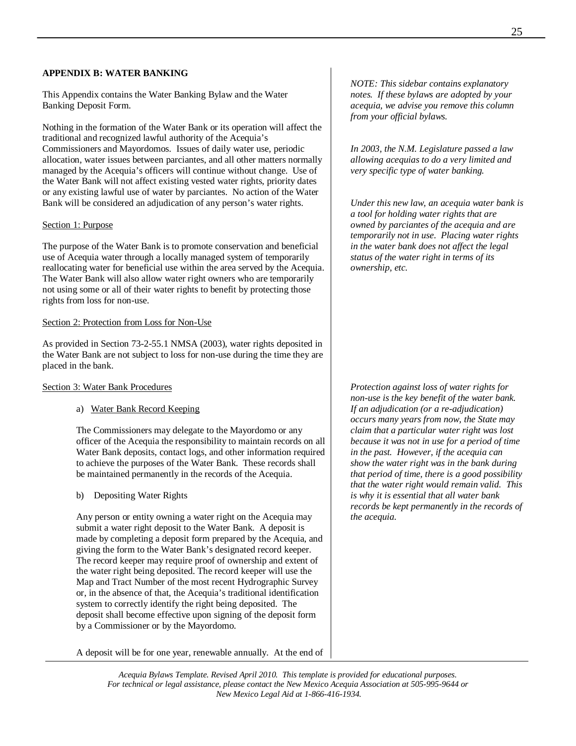## APPENDIX B: WATER BANKING

This Appendix contains the Water Banking Bylaw and the Water Banking Deposit Form.

Nothing in the formation of the Water Bank or its operation will affect the traditional and recognized lawful authority of the Acequia's Commissioners and Mayordomos. Issues of daily water use, periodic allocation, water issues between parciantes, and all other matters normally managed by the Acequia's officers will continue without change. Use of the Water Bank will not affect existing vested water rights, priority dates or any existing lawful use of water by parciantes. No action of the Water Bank will be considered an adjudication of any person's water rights.

Section 1: Purpose

The purpose of the Water Bank is to promote conservation and beneficial use of Acequia water through a locally managed system of temporarily reallocating water for beneficial use within the area served by the Acequia. The Water Bank will also allow water right owners who are temporarily not using some or all of their water rights to benefit by protecting those rights from loss for non-use.

Section 2: Protection from Loss for Non-Use

As provided in Section 73-2-55.1 NMSA (2003), water rights deposited in the Water Bank are not subject to loss for non-use during the time they are placed in the bank.

Section 3: Water Bank Procedures

a) Water Bank Record Keeping

The Commissioners may delegate to the Mayordomo or any officer of the Acequia the responsibility to maintain records on all Water Bank deposits, contact logs, and other information required to achieve the purposes of the Water Bank. These records shall be maintained permanently in the records of the Acequia.

b) Depositing Water Rights

Any person or entity owning a water right on the Acequia may submit a water right deposit to the Water Bank. A deposit is made by completing a deposit form prepared by the Acequia, and giving the form to the Water Bank's designated record keeper. The record keeper may require proof of ownership and extent of the water right being deposited. The record keeper will use the Map and Tract Number of the most recent Hydrographic Survey or, in the absence of that, the Acequia's traditional identification system to correctly identify the right being deposited. The deposit shall become effective upon signing of the deposit form by a Commissioner or by the Mayordomo.

A deposit will be for one year, renewable annually. At the end of

*NOTE: This sidebar contains explanatory notes. If these bylaws are adopted by your acequia, we advise you remove this column from your official bylaws.*

*In 2003, the N.M. Legislature passed a law allowing acequias to do a very limited and very specific type of water banking.*

*Under this new law, an acequia water bank is a tool for holding water rights that are owned by parciantes of the acequia and are temporarily not in use. Placing water rights in the water bank does not affect the legal status of the water right in terms of its ownership, etc.*

*Protection against loss of water rights for non-use is the key benefit of the water bank. If an adjudication (or a re-adjudication) occurs many years from now, the State may claim that a particular water right was lost because it was not in use for a period of time in the past. However, if the acequia can show the water right was in the bank during that period of time, there is a good possibility that the water right would remain valid. This is why it is essential that all water bank records be kept permanently in the records of the acequia.*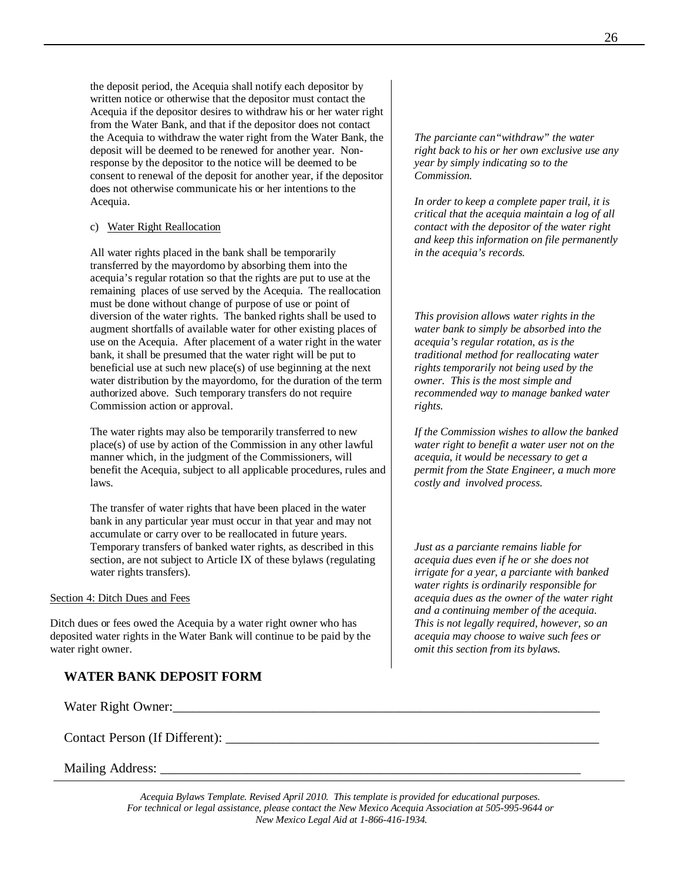the deposit period, the Acequia shall notify each depositor by written notice or otherwise that the depositor must contact the Acequia if the depositor desires to withdraw his or her water right from the Water Bank, and that if the depositor does not contact the Acequia to withdraw the water right from the Water Bank, the deposit will be deemed to be renewed for another year. Non-response by the depositor to the notice will be deemed to be consent to renewal of the deposit for another year, if the depositor does not otherwise communicate his or her intentions to the Acequia.

*The parciante can"withdraw" the water right back to his or her own exclusive use any year by simply indicating so to the Commission.*

*In order to keep a complete paper trail, it is critical that the acequia maintain a log of all contact with the depositor of the water right and keep this information on file permanently in the acequia's records.*

c) Water Right Reallocation

All water rights placed in the bank shall be temporarily transferred by the mayordomo by absorbing them into the acequia's regular rotation so that the rights are put to use at the remaining places of use served by the Acequia. The reallocation must be done without change of purpose of use or point of diversion of the water rights. The banked rights shall be used to augment shortfalls of available water for other existing places of use on the Acequia. After placement of a water right in the water bank, it shall be presumed that the water right will be put to beneficial use at such new place(s) of use beginning at the next water distribution by the mayordomo, for the duration of the term authorized above. Such temporary transfers do not require Commission action or approval.

*This provision allows water rights in the water bank to simply be absorbed into the acequia's regular rotation, as is the traditional method for reallocating water rights temporarily not being used by the owner. This is the most simple and recommended way to manage banked water rights.*

The water rights may also be temporarily transferred to new place(s) of use by action of the Commission in any other lawful manner which, in the judgment of the Commissioners, will benefit the Acequia, subject to all applicable procedures, rules and laws.

*If the Commission wishes to allow the banked water right to benefit a water user not on the acequia, it would be necessary to get a permit from the State Engineer, a much more costly and involved process.*

The transfer of water rights that have been placed in the water bank in any particular year must occur in that year and may not accumulate or carry over to be reallocated in future years. Temporary transfers of banked water rights, as described in this section, are not subject to Article IX of these bylaws (regulating water rights transfers).

Section 4: Ditch Dues and Fees

Ditch dues or fees owed the Acequia by a water right owner who has deposited water rights in the Water Bank will continue to be paid by the water right owner.

*Just as a parciante remains liable for acequia dues even if he or she does not irrigate for a year, a parciante with banked water rights is ordinarily responsible for acequia dues as the owner of the water right and a continuing member of the acequia. This is not legally required, however, so an acequia may choose to waive such fees or omit this section from its bylaws.*

## WATER BANK DEPOSIT FORM

Water Right Owner:_______________________________________________________________

Contact Person (If Different): ______________________________________________________

Mailing Address: ________________________________________________________________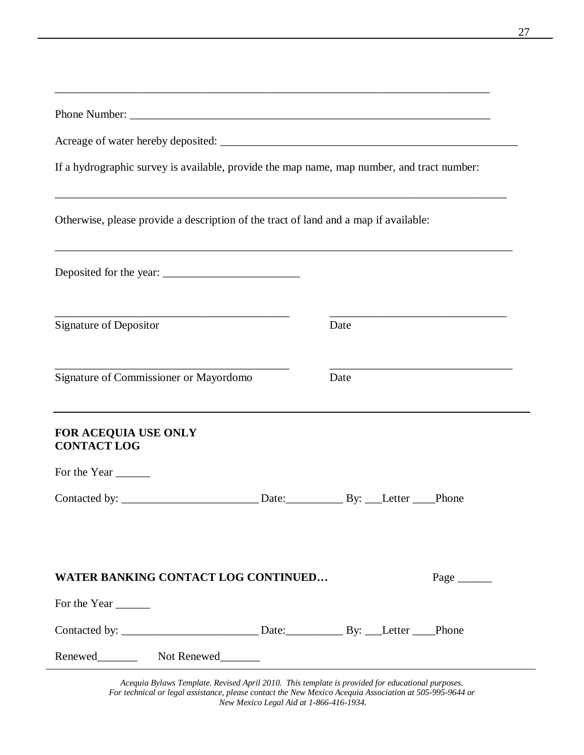\_\_\_\_\_\_\_\_\_\_\_\_\_\_\_\_\_\_\_\_\_\_\_\_\_\_\_\_\_\_\_\_\_\_\_\_\_\_\_\_\_\_\_\_\_\_\_\_\_\_\_\_\_\_\_\_\_\_\_\_\_\_\_\_\_\_\_\_\_\_\_\_\_\_\_\_

Phone Number: \_\_\_\_\_\_\_\_\_\_\_\_\_\_\_\_\_\_\_\_\_\_\_\_\_\_\_\_\_\_\_\_\_\_\_\_\_\_\_\_\_\_\_\_\_\_\_\_\_\_\_\_\_\_\_\_\_\_\_\_\_\_\_\_

Acreage of water hereby deposited: \_\_\_\_\_\_\_\_\_\_\_\_\_\_\_\_\_\_\_\_\_\_\_\_\_\_\_\_\_\_\_\_\_\_\_\_\_\_\_\_\_\_\_\_\_\_\_\_\_\_\_\_\_\_

If a hydrographic survey is available, provide the map name, map number, and tract number:

\_\_\_\_\_\_\_\_\_\_\_\_\_\_\_\_\_\_\_\_\_\_\_\_\_\_\_\_\_\_\_\_\_\_\_\_\_\_\_\_\_\_\_\_\_\_\_\_\_\_\_\_\_\_\_\_\_\_\_\_\_\_\_\_\_\_\_\_\_\_\_\_\_\_\_\_\_\_\_

Otherwise, please provide a description of the tract of land and a map if available:

\_\_\_\_\_\_\_\_\_\_\_\_\_\_\_\_\_\_\_\_\_\_\_\_\_\_\_\_\_\_\_\_\_\_\_\_\_\_\_\_\_\_\_\_\_\_\_\_\_\_\_\_\_\_\_\_\_\_\_\_\_\_\_\_\_\_\_\_\_\_\_\_\_\_\_\_\_\_\_\_

Deposited for the year: \_\_\_\_\_\_\_\_\_\_\_\_\_\_\_\_\_\_\_\_\_\_\_\_\_

\_\_\_\_\_\_\_\_\_\_\_\_\_\_\_\_\_\_\_\_\_\_\_\_\_\_\_\_\_\_\_\_\_\_\_\_\_\_\_\_\_\_ &nbsp;&nbsp;&nbsp;&nbsp; \_\_\_\_\_\_\_\_\_\_\_\_\_\_\_\_\_\_\_\_\_\_\_\_\_\_\_\_\_\_\_\_\_

Signature of Depositor &nbsp;&nbsp;&nbsp;&nbsp; Date

\_\_\_\_\_\_\_\_\_\_\_\_\_\_\_\_\_\_\_\_\_\_\_\_\_\_\_\_\_\_\_\_\_\_\_\_\_\_\_\_\_\_ &nbsp;&nbsp;&nbsp;&nbsp; \_\_\_\_\_\_\_\_\_\_\_\_\_\_\_\_\_\_\_\_\_\_\_\_\_\_\_\_\_\_\_\_\_

Signature of Commissioner or Mayordomo &nbsp;&nbsp;&nbsp;&nbsp; Date

---

**FOR ACEQUIA USE ONLY**
**CONTACT LOG**

For the Year \_\_\_\_\_\_

Contacted by: \_\_\_\_\_\_\_\_\_\_\_\_\_\_\_\_\_\_\_\_\_\_\_\_\_ Date:\_\_\_\_\_\_\_\_\_\_ By: \_\_\_Letter \_\_\_\_Phone

**WATER BANKING CONTACT LOG CONTINUED…** &nbsp;&nbsp;&nbsp;&nbsp; Page \_\_\_\_\_\_

For the Year \_\_\_\_\_\_

Contacted by: \_\_\_\_\_\_\_\_\_\_\_\_\_\_\_\_\_\_\_\_\_\_\_\_\_ Date:\_\_\_\_\_\_\_\_\_\_ By: \_\_\_Letter \_\_\_\_Phone

Renewed\_\_\_\_\_\_\_ &nbsp;&nbsp;&nbsp;&nbsp; Not Renewed\_\_\_\_\_\_\_

*Acequia Bylaws Template. Revised April 2010. This template is provided for educational purposes. For technical or legal assistance, please contact the New Mexico Acequia Association at 505-995-9644 or New Mexico Legal Aid at 1-866-416-1934.*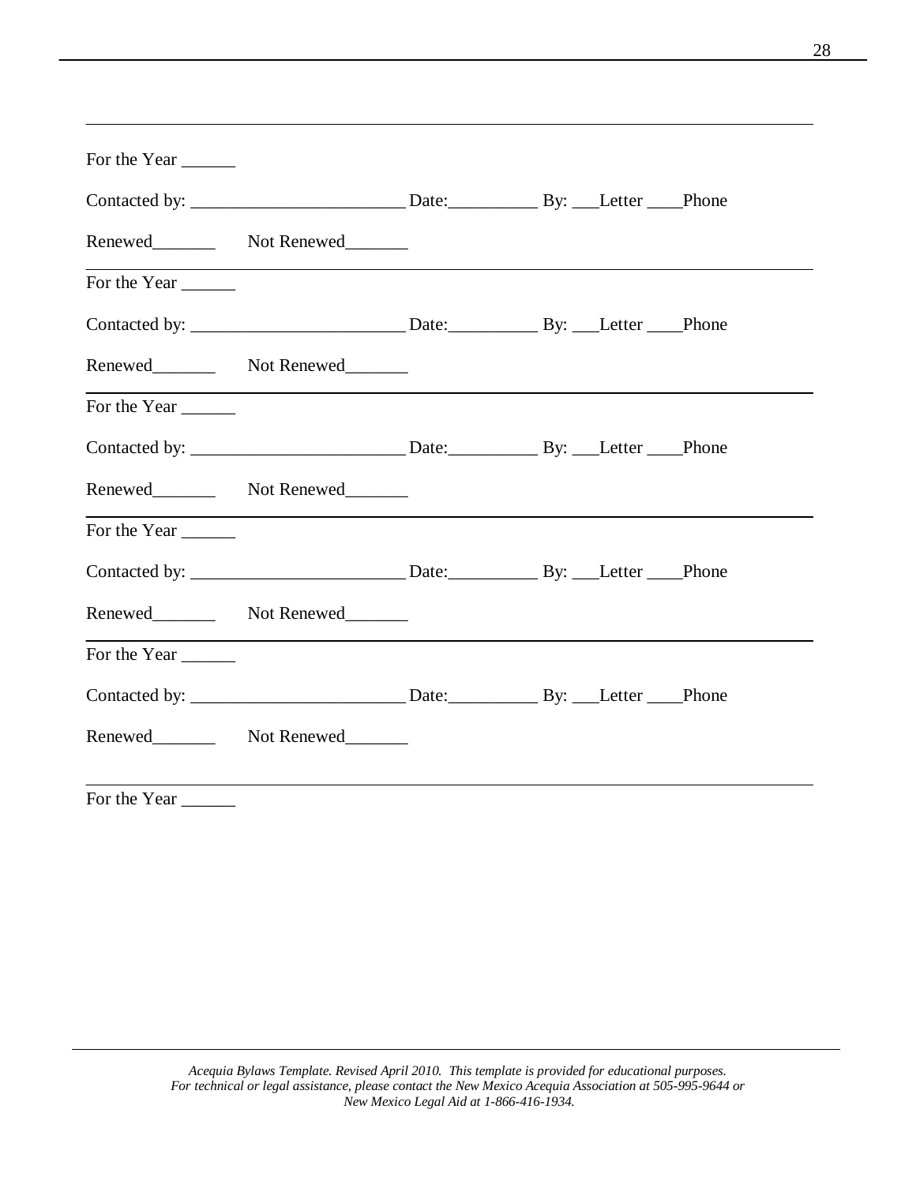---

For the Year ______

Contacted by: ________________________ Date:__________ By: ___Letter ____Phone

Renewed_______ Not Renewed_______

---

For the Year ______

Contacted by: ________________________ Date:__________ By: ___Letter ____Phone

Renewed_______ Not Renewed_______

---

For the Year ______

Contacted by: ________________________ Date:__________ By: ___Letter ____Phone

Renewed_______ Not Renewed_______

---

For the Year ______

Contacted by: ________________________ Date:__________ By: ___Letter ____Phone

Renewed_______ Not Renewed_______

---

For the Year ______

Contacted by: ________________________ Date:__________ By: ___Letter ____Phone

Renewed_______ Not Renewed_______

---

For the Year ______

*Acequia Bylaws Template. Revised April 2010. This template is provided for educational purposes. For technical or legal assistance, please contact the New Mexico Acequia Association at 505-995-9644 or New Mexico Legal Aid at 1-866-416-1934.*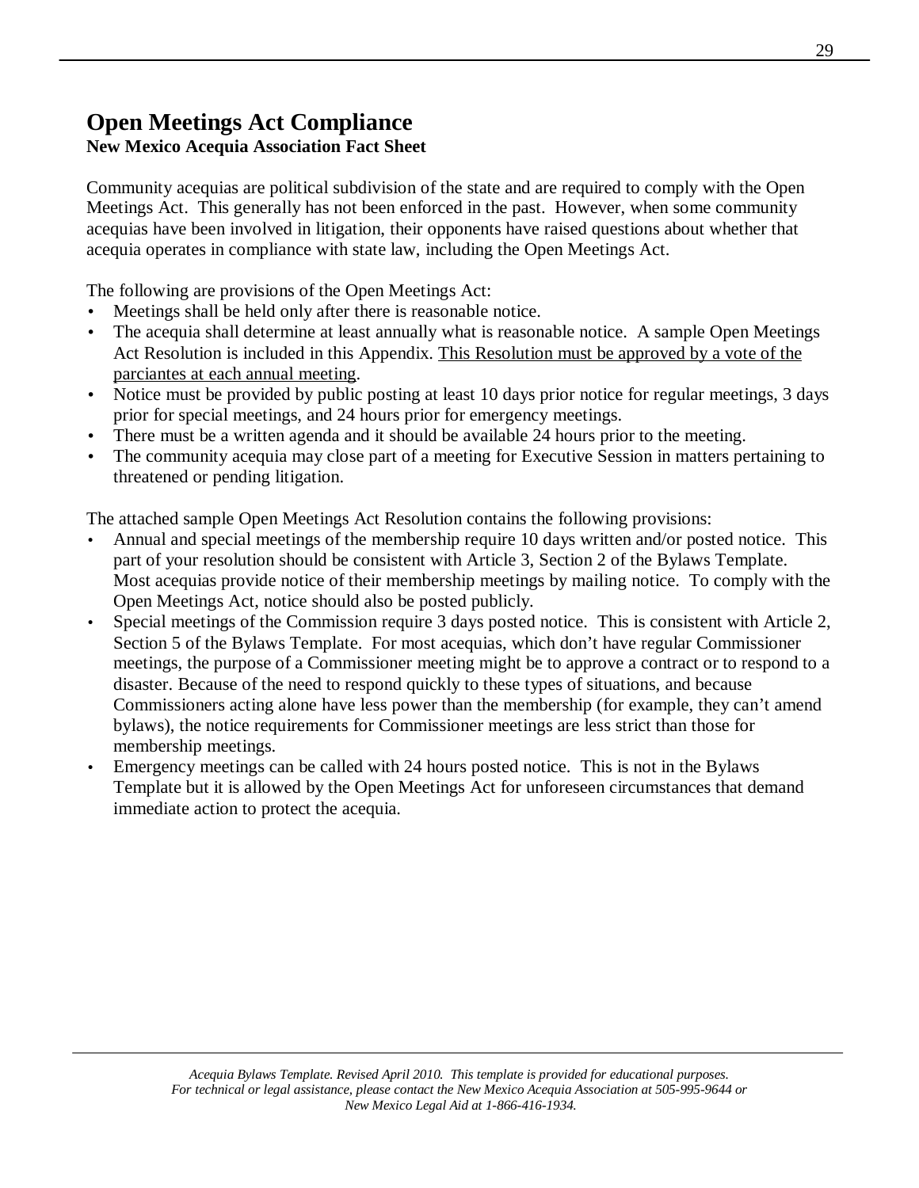# Open Meetings Act Compliance

**New Mexico Acequia Association Fact Sheet**

Community acequias are political subdivision of the state and are required to comply with the Open Meetings Act. This generally has not been enforced in the past. However, when some community acequias have been involved in litigation, their opponents have raised questions about whether that acequia operates in compliance with state law, including the Open Meetings Act.

The following are provisions of the Open Meetings Act:

- Meetings shall be held only after there is reasonable notice.
- The acequia shall determine at least annually what is reasonable notice. A sample Open Meetings Act Resolution is included in this Appendix. <u>This Resolution must be approved by a vote of the parciantes at each annual meeting</u>.
- Notice must be provided by public posting at least 10 days prior notice for regular meetings, 3 days prior for special meetings, and 24 hours prior for emergency meetings.
- There must be a written agenda and it should be available 24 hours prior to the meeting.
- The community acequia may close part of a meeting for Executive Session in matters pertaining to threatened or pending litigation.

The attached sample Open Meetings Act Resolution contains the following provisions:

- Annual and special meetings of the membership require 10 days written and/or posted notice. This part of your resolution should be consistent with Article 3, Section 2 of the Bylaws Template. Most acequias provide notice of their membership meetings by mailing notice. To comply with the Open Meetings Act, notice should also be posted publicly.
- Special meetings of the Commission require 3 days posted notice. This is consistent with Article 2, Section 5 of the Bylaws Template. For most acequias, which don't have regular Commissioner meetings, the purpose of a Commissioner meeting might be to approve a contract or to respond to a disaster. Because of the need to respond quickly to these types of situations, and because Commissioners acting alone have less power than the membership (for example, they can't amend bylaws), the notice requirements for Commissioner meetings are less strict than those for membership meetings.
- Emergency meetings can be called with 24 hours posted notice. This is not in the Bylaws Template but it is allowed by the Open Meetings Act for unforeseen circumstances that demand immediate action to protect the acequia.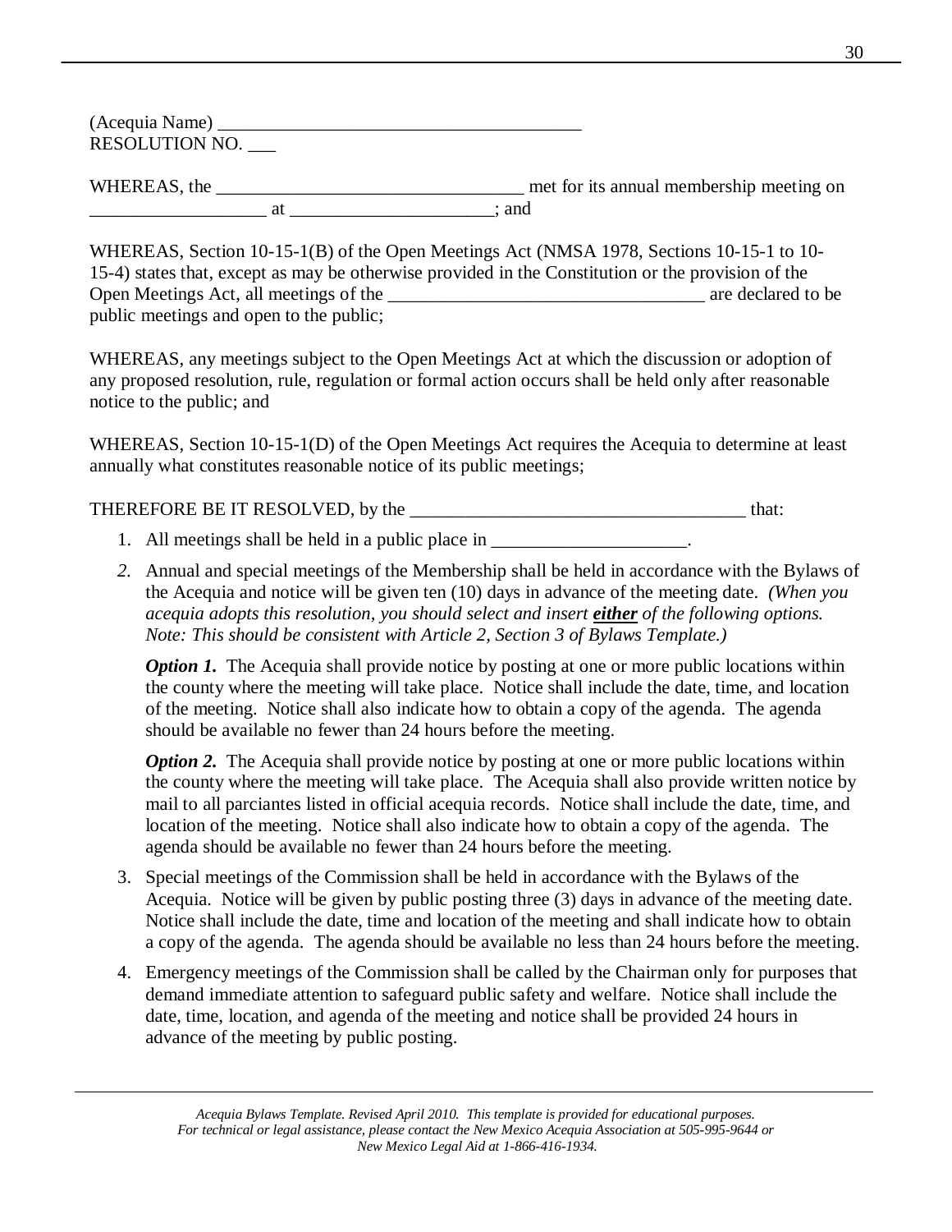(Acequia Name) ________________________________________
RESOLUTION NO. ___

WHEREAS, the ________________________________ met for its annual membership meeting on __________________ at _____________________; and

WHEREAS, Section 10-15-1(B) of the Open Meetings Act (NMSA 1978, Sections 10-15-1 to 10-15-4) states that, except as may be otherwise provided in the Constitution or the provision of the Open Meetings Act, all meetings of the __________________________________ are declared to be public meetings and open to the public;

WHEREAS, any meetings subject to the Open Meetings Act at which the discussion or adoption of any proposed resolution, rule, regulation or formal action occurs shall be held only after reasonable notice to the public; and

WHEREAS, Section 10-15-1(D) of the Open Meetings Act requires the Acequia to determine at least annually what constitutes reasonable notice of its public meetings;

THEREFORE BE IT RESOLVED, by the ____________________________________ that:

1. All meetings shall be held in a public place in _____________________.

2. Annual and special meetings of the Membership shall be held in accordance with the Bylaws of the Acequia and notice will be given ten (10) days in advance of the meeting date. *(When you acequia adopts this resolution, you should select and insert* ***<u>either</u>*** *of the following options. Note: This should be consistent with Article 2, Section 3 of Bylaws Template.)*

   ***Option 1.*** The Acequia shall provide notice by posting at one or more public locations within the county where the meeting will take place. Notice shall include the date, time, and location of the meeting. Notice shall also indicate how to obtain a copy of the agenda. The agenda should be available no fewer than 24 hours before the meeting.

   ***Option 2.*** The Acequia shall provide notice by posting at one or more public locations within the county where the meeting will take place. The Acequia shall also provide written notice by mail to all parciantes listed in official acequia records. Notice shall include the date, time, and location of the meeting. Notice shall also indicate how to obtain a copy of the agenda. The agenda should be available no fewer than 24 hours before the meeting.

3. Special meetings of the Commission shall be held in accordance with the Bylaws of the Acequia. Notice will be given by public posting three (3) days in advance of the meeting date. Notice shall include the date, time and location of the meeting and shall indicate how to obtain a copy of the agenda. The agenda should be available no less than 24 hours before the meeting.

4. Emergency meetings of the Commission shall be called by the Chairman only for purposes that demand immediate attention to safeguard public safety and welfare. Notice shall include the date, time, location, and agenda of the meeting and notice shall be provided 24 hours in advance of the meeting by public posting.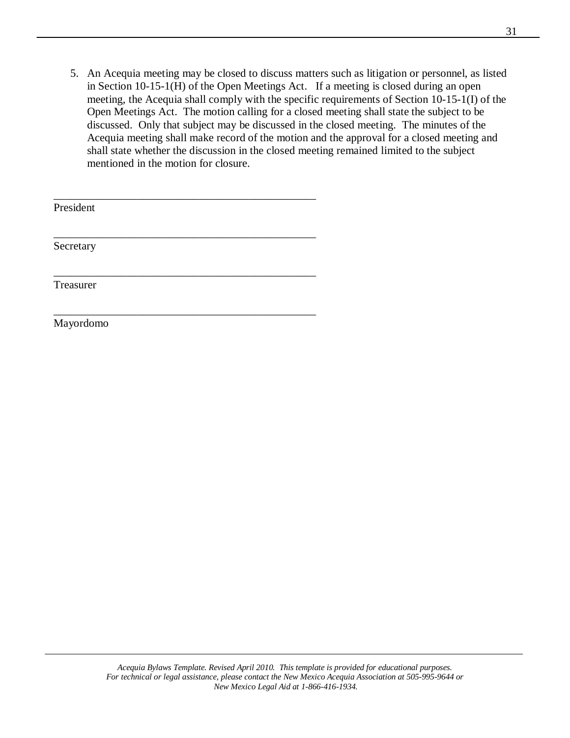5. An Acequia meeting may be closed to discuss matters such as litigation or personnel, as listed in Section 10-15-1(H) of the Open Meetings Act. If a meeting is closed during an open meeting, the Acequia shall comply with the specific requirements of Section 10-15-1(I) of the Open Meetings Act. The motion calling for a closed meeting shall state the subject to be discussed. Only that subject may be discussed in the closed meeting. The minutes of the Acequia meeting shall make record of the motion and the approval for a closed meeting and shall state whether the discussion in the closed meeting remained limited to the subject mentioned in the motion for closure.

_______________________________________________
President

_______________________________________________
Secretary

_______________________________________________
Treasurer

_______________________________________________
Mayordomo

*Acequia Bylaws Template. Revised April 2010. This template is provided for educational purposes. For technical or legal assistance, please contact the New Mexico Acequia Association at 505-995-9644 or New Mexico Legal Aid at 1-866-416-1934.*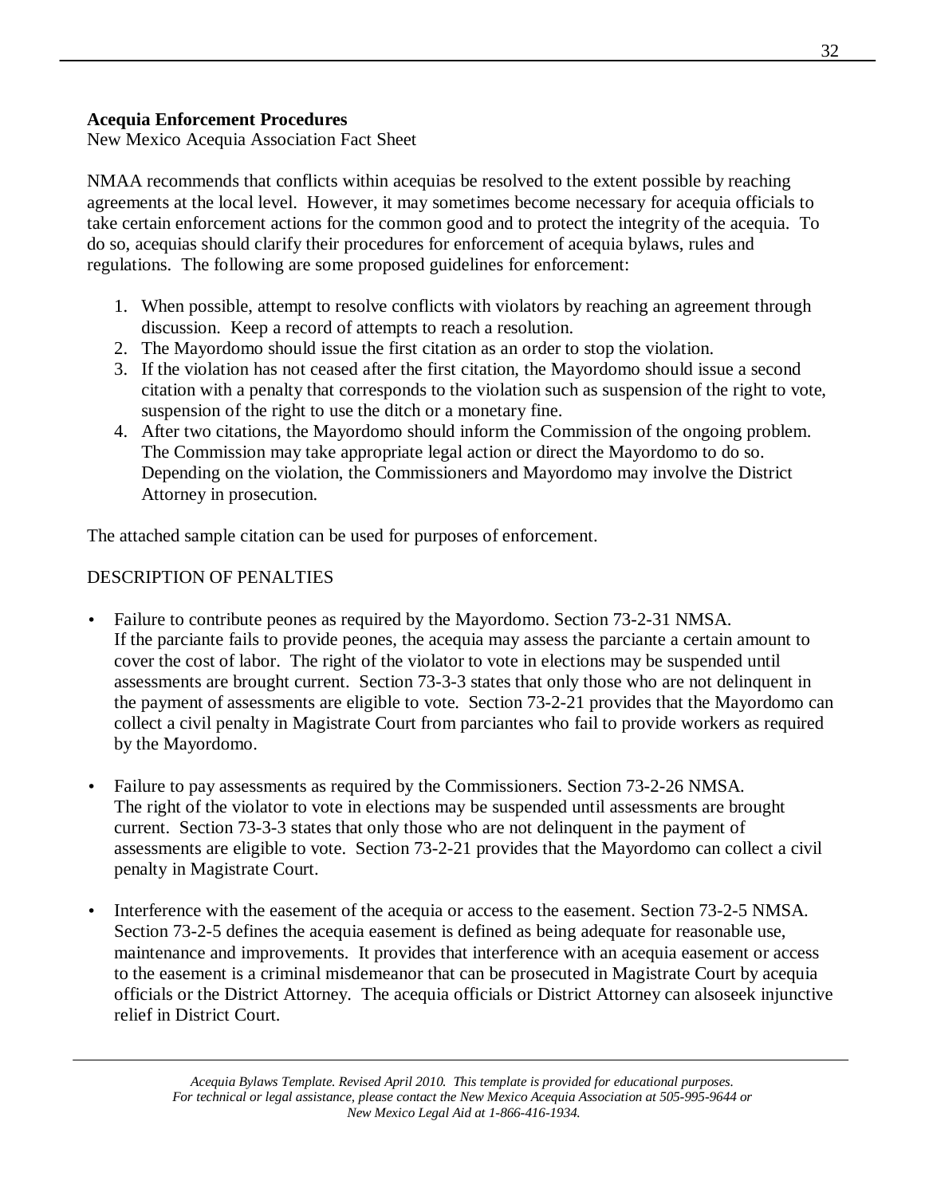**Acequia Enforcement Procedures**
New Mexico Acequia Association Fact Sheet

NMAA recommends that conflicts within acequias be resolved to the extent possible by reaching agreements at the local level. However, it may sometimes become necessary for acequia officials to take certain enforcement actions for the common good and to protect the integrity of the acequia. To do so, acequias should clarify their procedures for enforcement of acequia bylaws, rules and regulations. The following are some proposed guidelines for enforcement:

1. When possible, attempt to resolve conflicts with violators by reaching an agreement through discussion. Keep a record of attempts to reach a resolution.
2. The Mayordomo should issue the first citation as an order to stop the violation.
3. If the violation has not ceased after the first citation, the Mayordomo should issue a second citation with a penalty that corresponds to the violation such as suspension of the right to vote, suspension of the right to use the ditch or a monetary fine.
4. After two citations, the Mayordomo should inform the Commission of the ongoing problem. The Commission may take appropriate legal action or direct the Mayordomo to do so. Depending on the violation, the Commissioners and Mayordomo may involve the District Attorney in prosecution.

The attached sample citation can be used for purposes of enforcement.

DESCRIPTION OF PENALTIES

- Failure to contribute peones as required by the Mayordomo. Section 73-2-31 NMSA.
  If the parciante fails to provide peones, the acequia may assess the parciante a certain amount to cover the cost of labor. The right of the violator to vote in elections may be suspended until assessments are brought current. Section 73-3-3 states that only those who are not delinquent in the payment of assessments are eligible to vote. Section 73-2-21 provides that the Mayordomo can collect a civil penalty in Magistrate Court from parciantes who fail to provide workers as required by the Mayordomo.

- Failure to pay assessments as required by the Commissioners. Section 73-2-26 NMSA.
  The right of the violator to vote in elections may be suspended until assessments are brought current. Section 73-3-3 states that only those who are not delinquent in the payment of assessments are eligible to vote. Section 73-2-21 provides that the Mayordomo can collect a civil penalty in Magistrate Court.

- Interference with the easement of the acequia or access to the easement. Section 73-2-5 NMSA.
  Section 73-2-5 defines the acequia easement is defined as being adequate for reasonable use, maintenance and improvements. It provides that interference with an acequia easement or access to the easement is a criminal misdemeanor that can be prosecuted in Magistrate Court by acequia officials or the District Attorney. The acequia officials or District Attorney can alsoseek injunctive relief in District Court.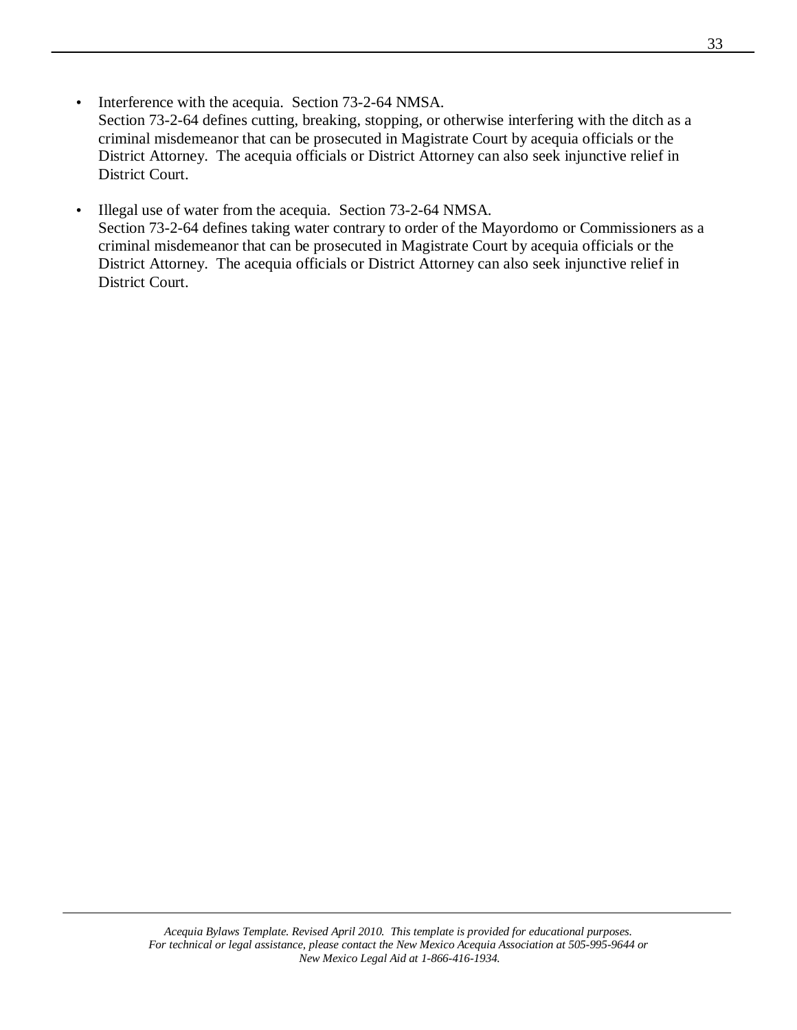- Interference with the acequia. Section 73-2-64 NMSA.
  Section 73-2-64 defines cutting, breaking, stopping, or otherwise interfering with the ditch as a criminal misdemeanor that can be prosecuted in Magistrate Court by acequia officials or the District Attorney. The acequia officials or District Attorney can also seek injunctive relief in District Court.

- Illegal use of water from the acequia. Section 73-2-64 NMSA.
  Section 73-2-64 defines taking water contrary to order of the Mayordomo or Commissioners as a criminal misdemeanor that can be prosecuted in Magistrate Court by acequia officials or the District Attorney. The acequia officials or District Attorney can also seek injunctive relief in District Court.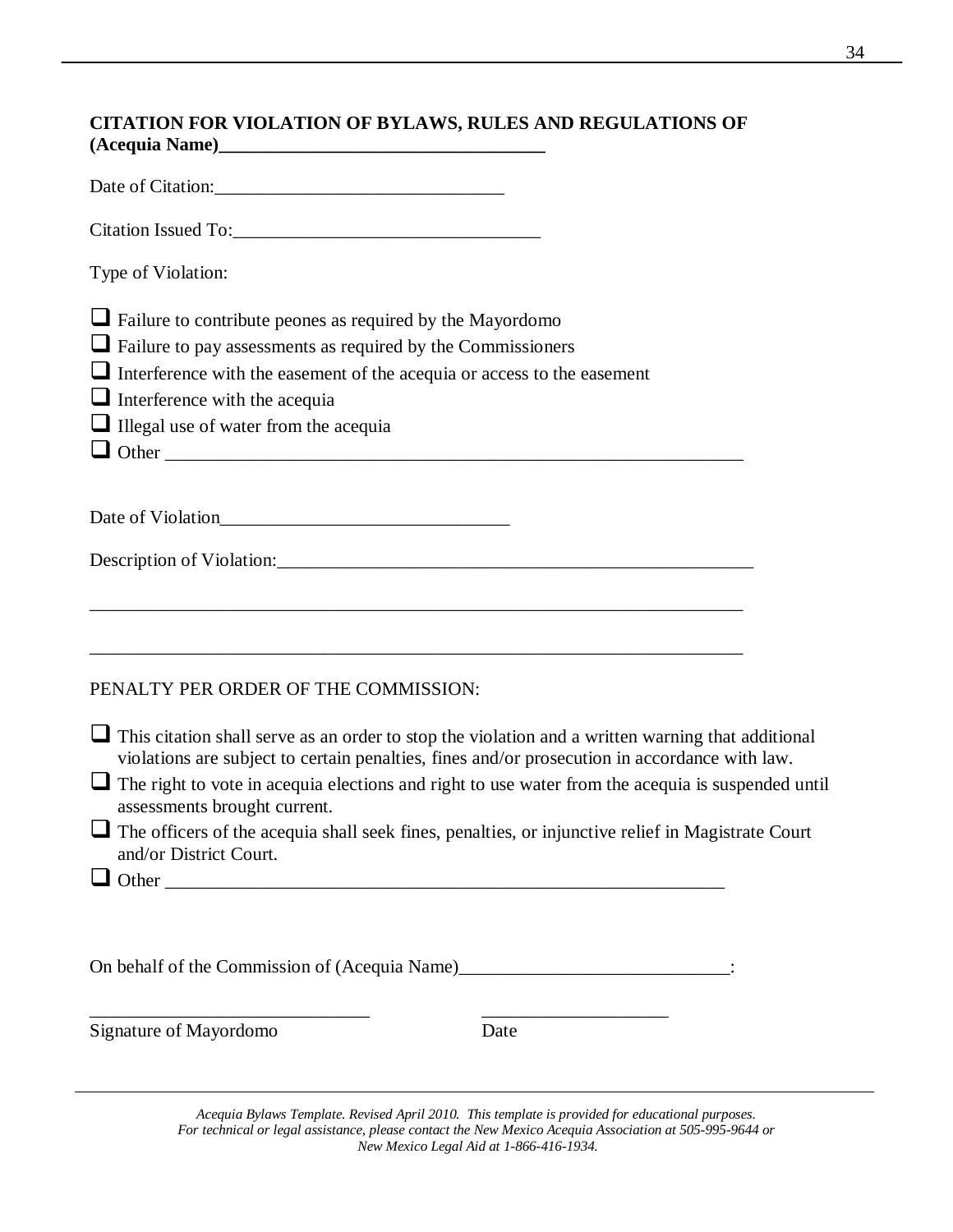**CITATION FOR VIOLATION OF BYLAWS, RULES AND REGULATIONS OF (Acequia Name)___________________________________**

Date of Citation:______________________________

Citation Issued To:________________________________

Type of Violation:

- ☐ Failure to contribute peones as required by the Mayordomo
- ☐ Failure to pay assessments as required by the Commissioners
- ☐ Interference with the easement of the acequia or access to the easement
- ☐ Interference with the acequia
- ☐ Illegal use of water from the acequia
- ☐ Other _____________________________________________________________

Date of Violation______________________________

Description of Violation:____________________________________________________

______________________________________________________________________

______________________________________________________________________

PENALTY PER ORDER OF THE COMMISSION:

- ☐ This citation shall serve as an order to stop the violation and a written warning that additional violations are subject to certain penalties, fines and/or prosecution in accordance with law.
- ☐ The right to vote in acequia elections and right to use water from the acequia is suspended until assessments brought current.
- ☐ The officers of the acequia shall seek fines, penalties, or injunctive relief in Magistrate Court and/or District Court.
- ☐ Other ___________________________________________________________

On behalf of the Commission of (Acequia Name)_____________________________:

______________________________ ____________________

Signature of Mayordomo Date

*Acequia Bylaws Template. Revised April 2010. This template is provided for educational purposes. For technical or legal assistance, please contact the New Mexico Acequia Association at 505-995-9644 or New Mexico Legal Aid at 1-866-416-1934.*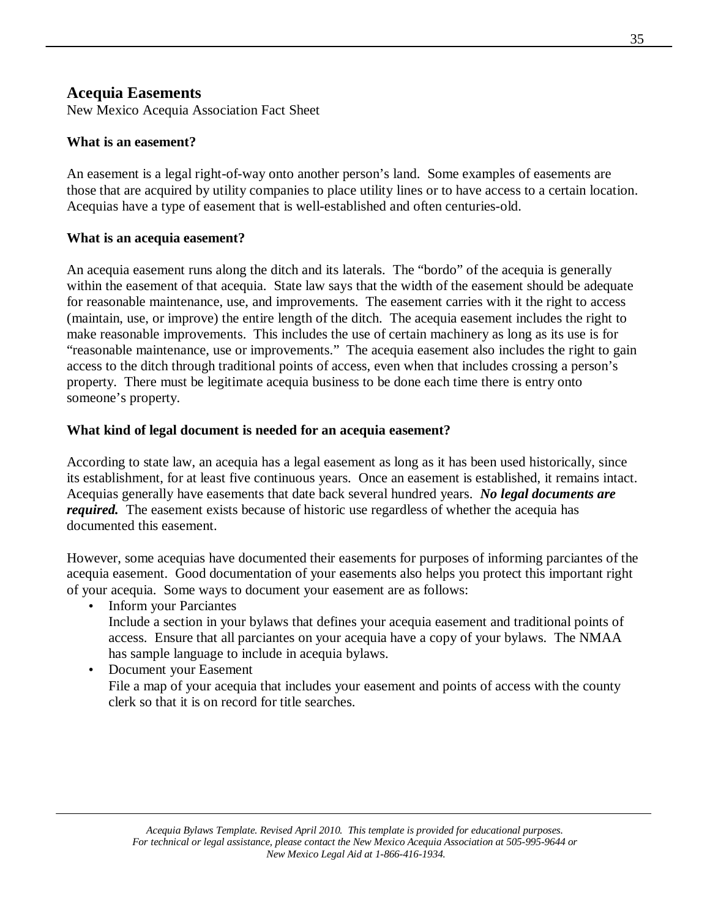## Acequia Easements

New Mexico Acequia Association Fact Sheet

**What is an easement?**

An easement is a legal right-of-way onto another person's land. Some examples of easements are those that are acquired by utility companies to place utility lines or to have access to a certain location. Acequias have a type of easement that is well-established and often centuries-old.

**What is an acequia easement?**

An acequia easement runs along the ditch and its laterals. The "bordo" of the acequia is generally within the easement of that acequia. State law says that the width of the easement should be adequate for reasonable maintenance, use, and improvements. The easement carries with it the right to access (maintain, use, or improve) the entire length of the ditch. The acequia easement includes the right to make reasonable improvements. This includes the use of certain machinery as long as its use is for "reasonable maintenance, use or improvements." The acequia easement also includes the right to gain access to the ditch through traditional points of access, even when that includes crossing a person's property. There must be legitimate acequia business to be done each time there is entry onto someone's property.

**What kind of legal document is needed for an acequia easement?**

According to state law, an acequia has a legal easement as long as it has been used historically, since its establishment, for at least five continuous years. Once an easement is established, it remains intact. Acequias generally have easements that date back several hundred years. ***No legal documents are required.*** The easement exists because of historic use regardless of whether the acequia has documented this easement.

However, some acequias have documented their easements for purposes of informing parciantes of the acequia easement. Good documentation of your easements also helps you protect this important right of your acequia. Some ways to document your easement are as follows:

- Inform your Parciantes
  Include a section in your bylaws that defines your acequia easement and traditional points of access. Ensure that all parciantes on your acequia have a copy of your bylaws. The NMAA has sample language to include in acequia bylaws.
- Document your Easement
  File a map of your acequia that includes your easement and points of access with the county clerk so that it is on record for title searches.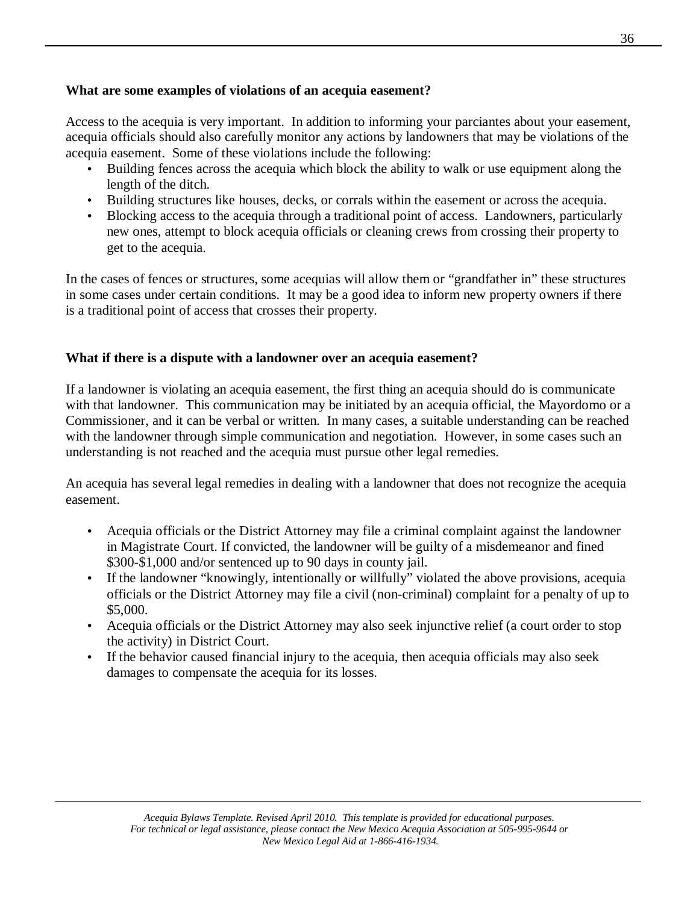**What are some examples of violations of an acequia easement?**

Access to the acequia is very important. In addition to informing your parciantes about your easement, acequia officials should also carefully monitor any actions by landowners that may be violations of the acequia easement. Some of these violations include the following:

- Building fences across the acequia which block the ability to walk or use equipment along the length of the ditch.
- Building structures like houses, decks, or corrals within the easement or across the acequia.
- Blocking access to the acequia through a traditional point of access. Landowners, particularly new ones, attempt to block acequia officials or cleaning crews from crossing their property to get to the acequia.

In the cases of fences or structures, some acequias will allow them or "grandfather in" these structures in some cases under certain conditions. It may be a good idea to inform new property owners if there is a traditional point of access that crosses their property.

**What if there is a dispute with a landowner over an acequia easement?**

If a landowner is violating an acequia easement, the first thing an acequia should do is communicate with that landowner. This communication may be initiated by an acequia official, the Mayordomo or a Commissioner, and it can be verbal or written. In many cases, a suitable understanding can be reached with the landowner through simple communication and negotiation. However, in some cases such an understanding is not reached and the acequia must pursue other legal remedies.

An acequia has several legal remedies in dealing with a landowner that does not recognize the acequia easement.

- Acequia officials or the District Attorney may file a criminal complaint against the landowner in Magistrate Court. If convicted, the landowner will be guilty of a misdemeanor and fined \$300-\$1,000 and/or sentenced up to 90 days in county jail.
- If the landowner "knowingly, intentionally or willfully" violated the above provisions, acequia officials or the District Attorney may file a civil (non-criminal) complaint for a penalty of up to \$5,000.
- Acequia officials or the District Attorney may also seek injunctive relief (a court order to stop the activity) in District Court.
- If the behavior caused financial injury to the acequia, then acequia officials may also seek damages to compensate the acequia for its losses.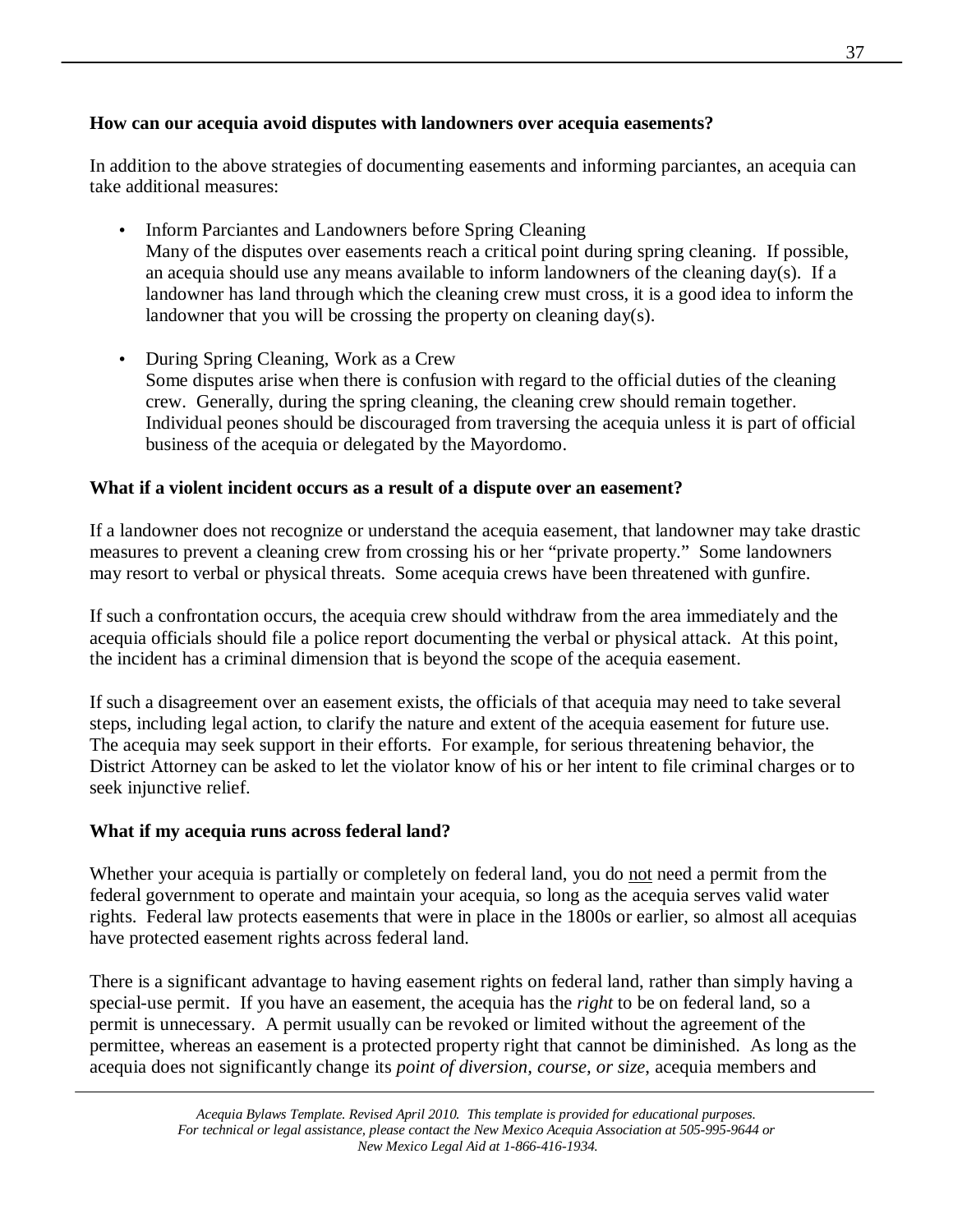**How can our acequia avoid disputes with landowners over acequia easements?**

In addition to the above strategies of documenting easements and informing parciantes, an acequia can take additional measures:

- Inform Parciantes and Landowners before Spring Cleaning
  Many of the disputes over easements reach a critical point during spring cleaning. If possible, an acequia should use any means available to inform landowners of the cleaning day(s). If a landowner has land through which the cleaning crew must cross, it is a good idea to inform the landowner that you will be crossing the property on cleaning day(s).

- During Spring Cleaning, Work as a Crew
  Some disputes arise when there is confusion with regard to the official duties of the cleaning crew. Generally, during the spring cleaning, the cleaning crew should remain together. Individual peones should be discouraged from traversing the acequia unless it is part of official business of the acequia or delegated by the Mayordomo.

**What if a violent incident occurs as a result of a dispute over an easement?**

If a landowner does not recognize or understand the acequia easement, that landowner may take drastic measures to prevent a cleaning crew from crossing his or her "private property." Some landowners may resort to verbal or physical threats. Some acequia crews have been threatened with gunfire.

If such a confrontation occurs, the acequia crew should withdraw from the area immediately and the acequia officials should file a police report documenting the verbal or physical attack. At this point, the incident has a criminal dimension that is beyond the scope of the acequia easement.

If such a disagreement over an easement exists, the officials of that acequia may need to take several steps, including legal action, to clarify the nature and extent of the acequia easement for future use. The acequia may seek support in their efforts. For example, for serious threatening behavior, the District Attorney can be asked to let the violator know of his or her intent to file criminal charges or to seek injunctive relief.

**What if my acequia runs across federal land?**

Whether your acequia is partially or completely on federal land, you do not need a permit from the federal government to operate and maintain your acequia, so long as the acequia serves valid water rights. Federal law protects easements that were in place in the 1800s or earlier, so almost all acequias have protected easement rights across federal land.

There is a significant advantage to having easement rights on federal land, rather than simply having a special-use permit. If you have an easement, the acequia has the *right* to be on federal land, so a permit is unnecessary. A permit usually can be revoked or limited without the agreement of the permittee, whereas an easement is a protected property right that cannot be diminished. As long as the acequia does not significantly change its *point of diversion, course, or size*, acequia members and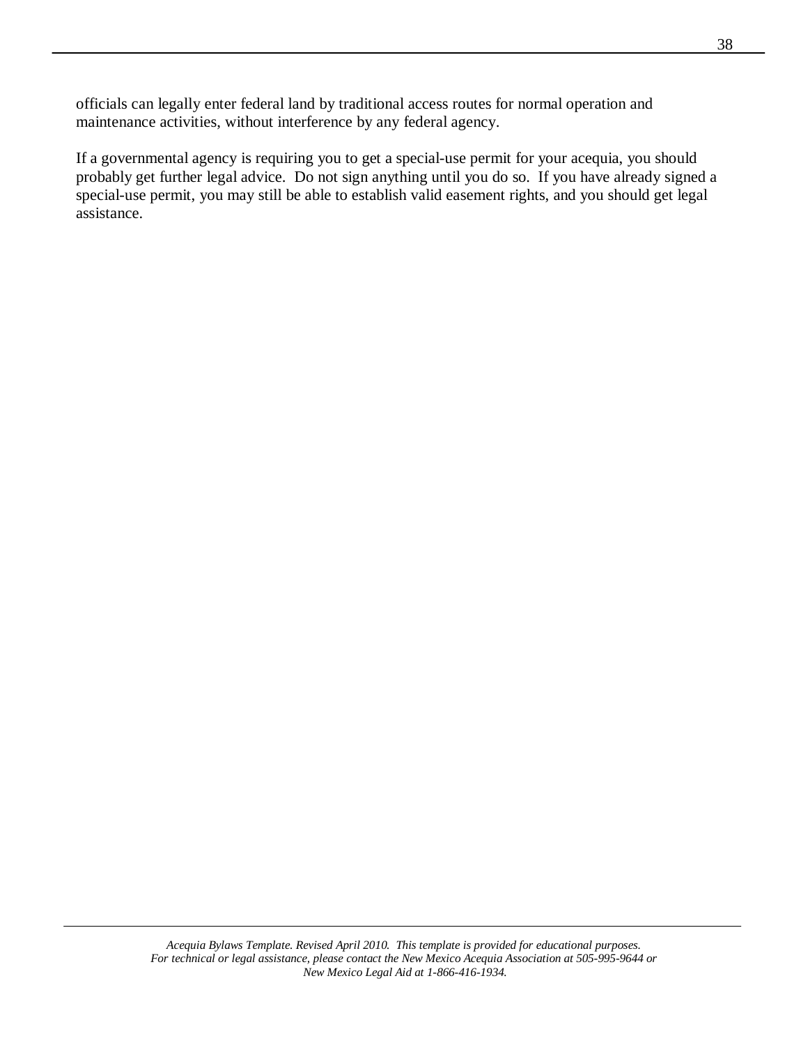officials can legally enter federal land by traditional access routes for normal operation and maintenance activities, without interference by any federal agency.

If a governmental agency is requiring you to get a special-use permit for your acequia, you should probably get further legal advice. Do not sign anything until you do so. If you have already signed a special-use permit, you may still be able to establish valid easement rights, and you should get legal assistance.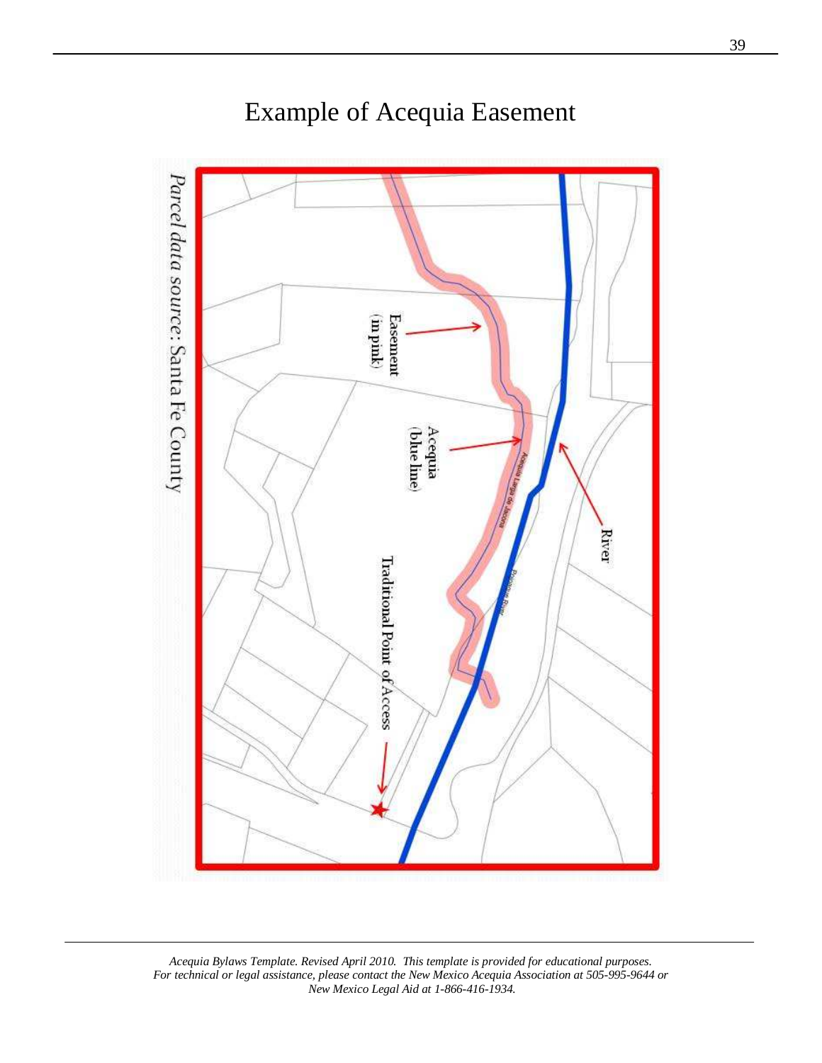# Example of Acequia Easement

Easement (in pink)

Acequia (blue line)

River

Traditional Point of Access

Acequia Larga de Jacona

Pojoaque River

Parcel data source: Santa Fe County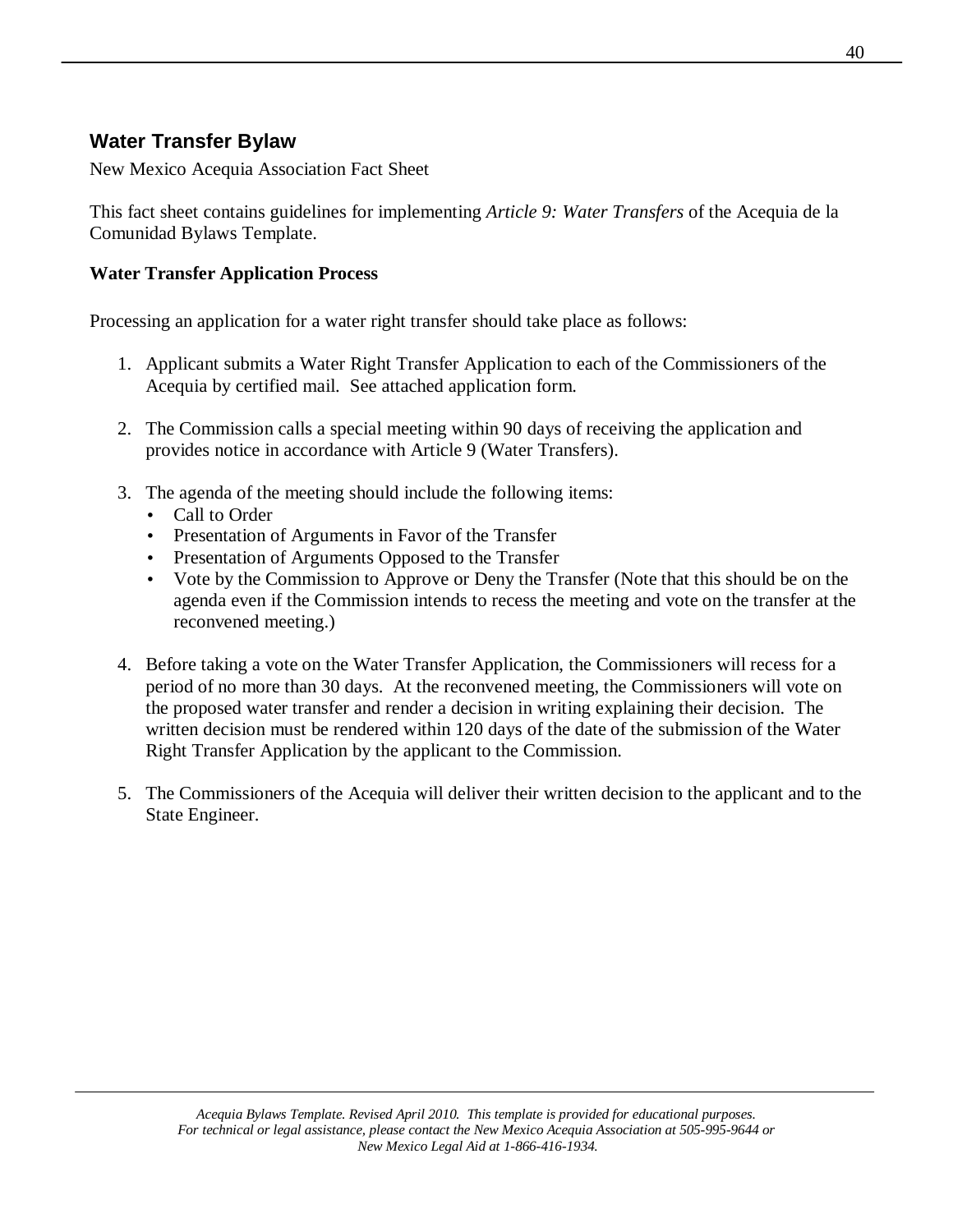## Water Transfer Bylaw

New Mexico Acequia Association Fact Sheet

This fact sheet contains guidelines for implementing *Article 9: Water Transfers* of the Acequia de la Comunidad Bylaws Template.

**Water Transfer Application Process**

Processing an application for a water right transfer should take place as follows:

1. Applicant submits a Water Right Transfer Application to each of the Commissioners of the Acequia by certified mail. See attached application form.

2. The Commission calls a special meeting within 90 days of receiving the application and provides notice in accordance with Article 9 (Water Transfers).

3. The agenda of the meeting should include the following items:
   - Call to Order
   - Presentation of Arguments in Favor of the Transfer
   - Presentation of Arguments Opposed to the Transfer
   - Vote by the Commission to Approve or Deny the Transfer (Note that this should be on the agenda even if the Commission intends to recess the meeting and vote on the transfer at the reconvened meeting.)

4. Before taking a vote on the Water Transfer Application, the Commissioners will recess for a period of no more than 30 days. At the reconvened meeting, the Commissioners will vote on the proposed water transfer and render a decision in writing explaining their decision. The written decision must be rendered within 120 days of the date of the submission of the Water Right Transfer Application by the applicant to the Commission.

5. The Commissioners of the Acequia will deliver their written decision to the applicant and to the State Engineer.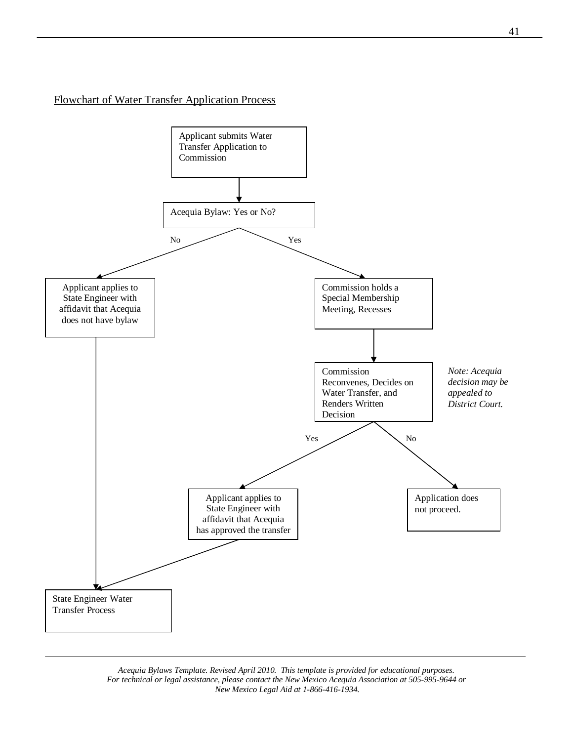Flowchart of Water Transfer Application Process

Applicant submits Water Transfer Application to Commission

Acequia Bylaw: Yes or No?

No

Yes

Applicant applies to State Engineer with affidavit that Acequia does not have bylaw

Commission holds a Special Membership Meeting, Recesses

Commission Reconvenes, Decides on Water Transfer, and Renders Written Decision

*Note: Acequia decision may be appealed to District Court.*

Yes

No

Applicant applies to State Engineer with affidavit that Acequia has approved the transfer

Application does not proceed.

State Engineer Water Transfer Process

*Acequia Bylaws Template. Revised April 2010. This template is provided for educational purposes. For technical or legal assistance, please contact the New Mexico Acequia Association at 505-995-9644 or New Mexico Legal Aid at 1-866-416-1934.*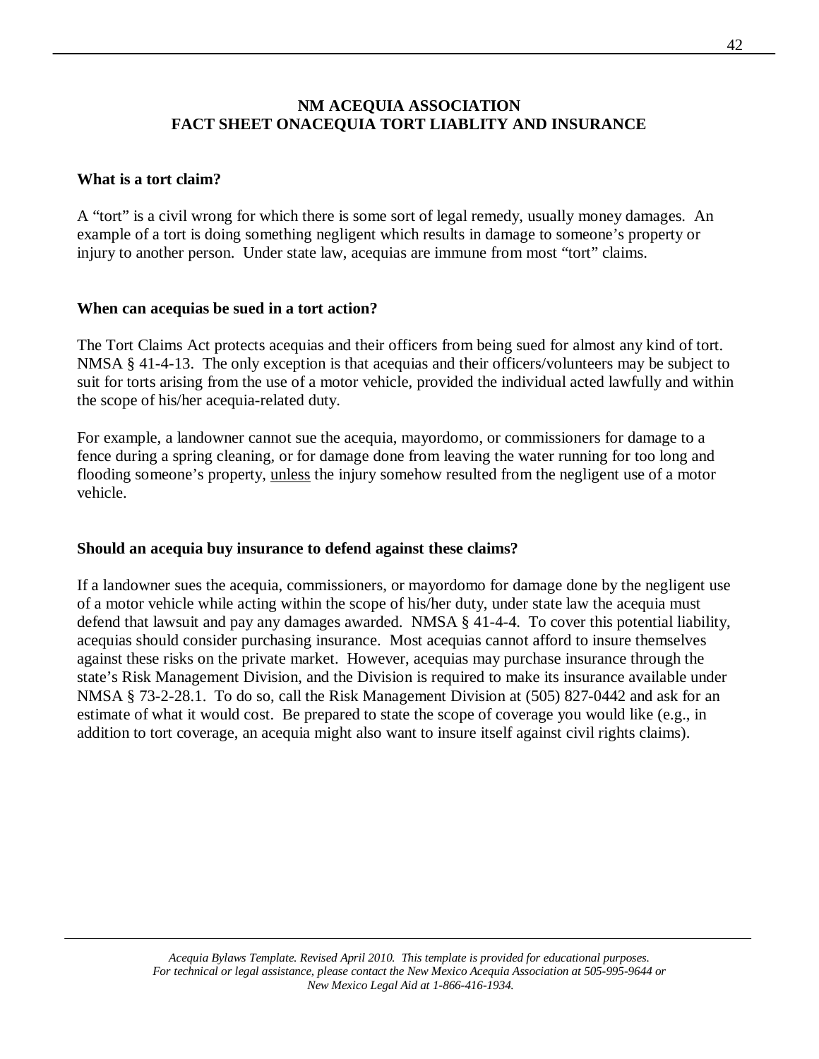## NM ACEQUIA ASSOCIATION
## FACT SHEET ONACEQUIA TORT LIABLITY AND INSURANCE

**What is a tort claim?**

A "tort" is a civil wrong for which there is some sort of legal remedy, usually money damages. An example of a tort is doing something negligent which results in damage to someone's property or injury to another person. Under state law, acequias are immune from most "tort" claims.

**When can acequias be sued in a tort action?**

The Tort Claims Act protects acequias and their officers from being sued for almost any kind of tort. NMSA § 41-4-13. The only exception is that acequias and their officers/volunteers may be subject to suit for torts arising from the use of a motor vehicle, provided the individual acted lawfully and within the scope of his/her acequia-related duty.

For example, a landowner cannot sue the acequia, mayordomo, or commissioners for damage to a fence during a spring cleaning, or for damage done from leaving the water running for too long and flooding someone's property, unless the injury somehow resulted from the negligent use of a motor vehicle.

**Should an acequia buy insurance to defend against these claims?**

If a landowner sues the acequia, commissioners, or mayordomo for damage done by the negligent use of a motor vehicle while acting within the scope of his/her duty, under state law the acequia must defend that lawsuit and pay any damages awarded. NMSA § 41-4-4. To cover this potential liability, acequias should consider purchasing insurance. Most acequias cannot afford to insure themselves against these risks on the private market. However, acequias may purchase insurance through the state's Risk Management Division, and the Division is required to make its insurance available under NMSA § 73-2-28.1. To do so, call the Risk Management Division at (505) 827-0442 and ask for an estimate of what it would cost. Be prepared to state the scope of coverage you would like (e.g., in addition to tort coverage, an acequia might also want to insure itself against civil rights claims).